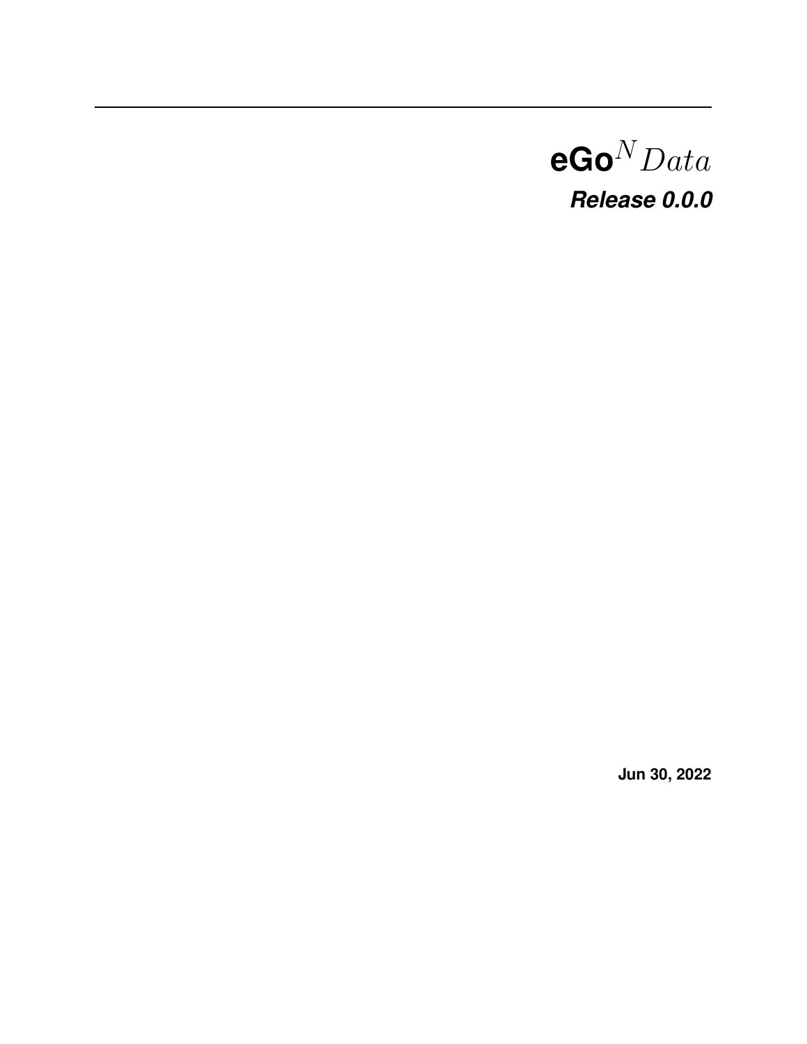# eGo$^N Data$

***Release 0.0.0***

**Jun 30, 2022**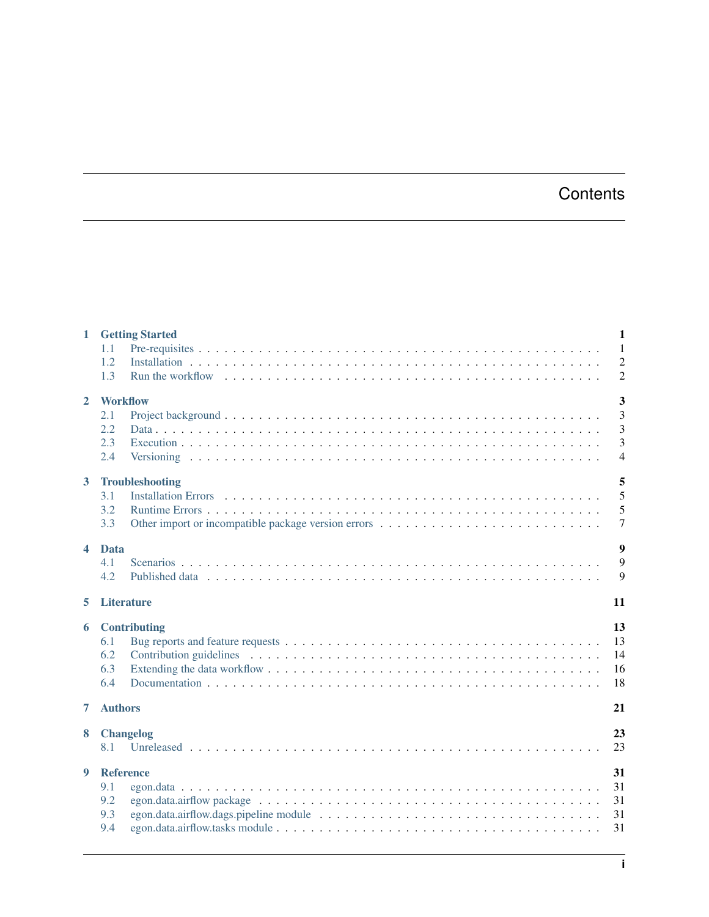# Contents

- **1 Getting Started** — 1
  - 1.1 Pre-requisites — 1
  - 1.2 Installation — 2
  - 1.3 Run the workflow — 2
- **2 Workflow** — 3
  - 2.1 Project background — 3
  - 2.2 Data — 3
  - 2.3 Execution — 3
  - 2.4 Versioning — 4
- **3 Troubleshooting** — 5
  - 3.1 Installation Errors — 5
  - 3.2 Runtime Errors — 5
  - 3.3 Other import or incompatible package version errors — 7
- **4 Data** — 9
  - 4.1 Scenarios — 9
  - 4.2 Published data — 9
- **5 Literature** — 11
- **6 Contributing** — 13
  - 6.1 Bug reports and feature requests — 13
  - 6.2 Contribution guidelines — 14
  - 6.3 Extending the data workflow — 16
  - 6.4 Documentation — 18
- **7 Authors** — 21
- **8 Changelog** — 23
  - 8.1 Unreleased — 23
- **9 Reference** — 31
  - 9.1 egon.data — 31
  - 9.2 egon.data.airflow package — 31
  - 9.3 egon.data.airflow.dags.pipeline module — 31
  - 9.4 egon.data.airflow.tasks module — 31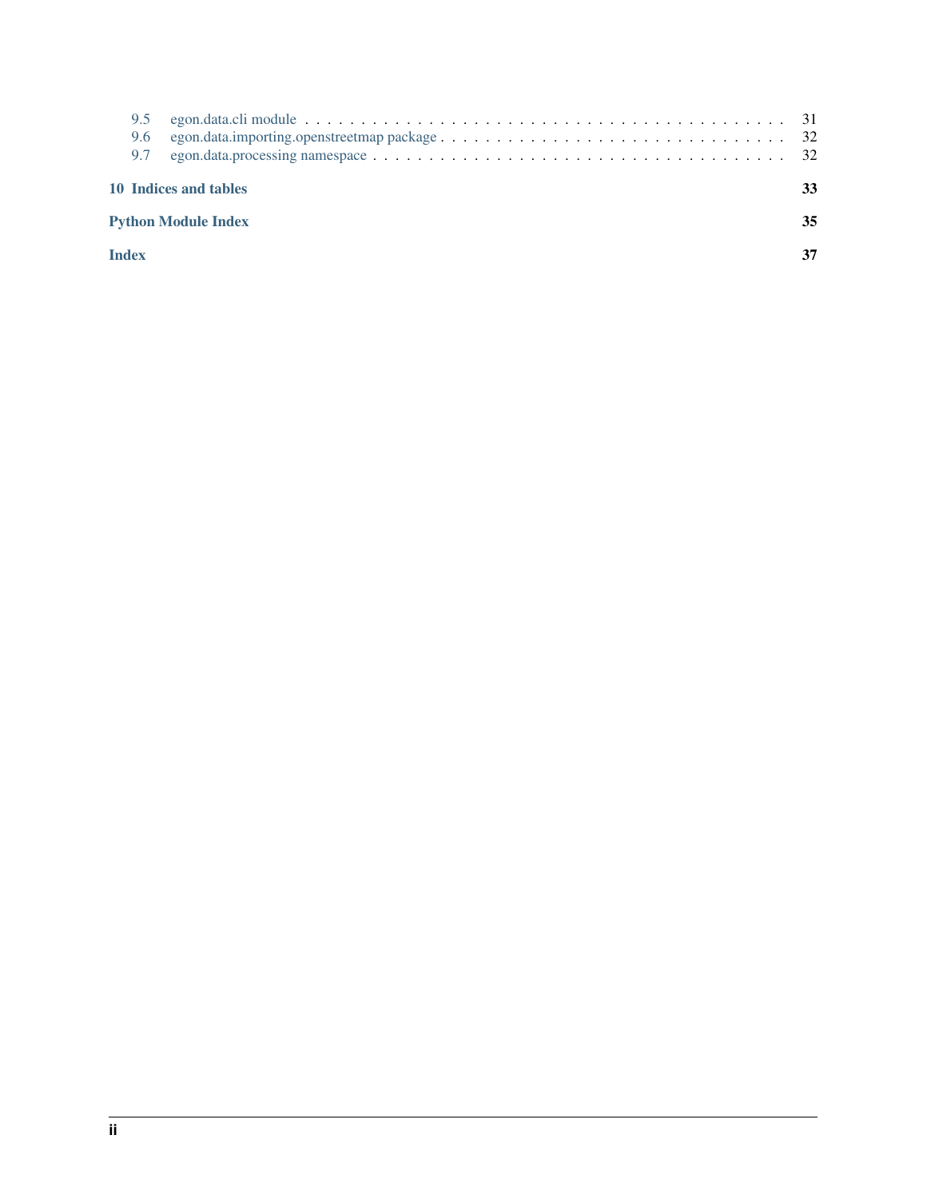- 9.5 egon.data.cli module . . . . . . . . . . 31
- 9.6 egon.data.importing.openstreetmap package . . . . . . . . . . 32
- 9.7 egon.data.processing namespace . . . . . . . . . . 32

**10 Indices and tables** **33**

**Python Module Index** **35**

**Index** **37**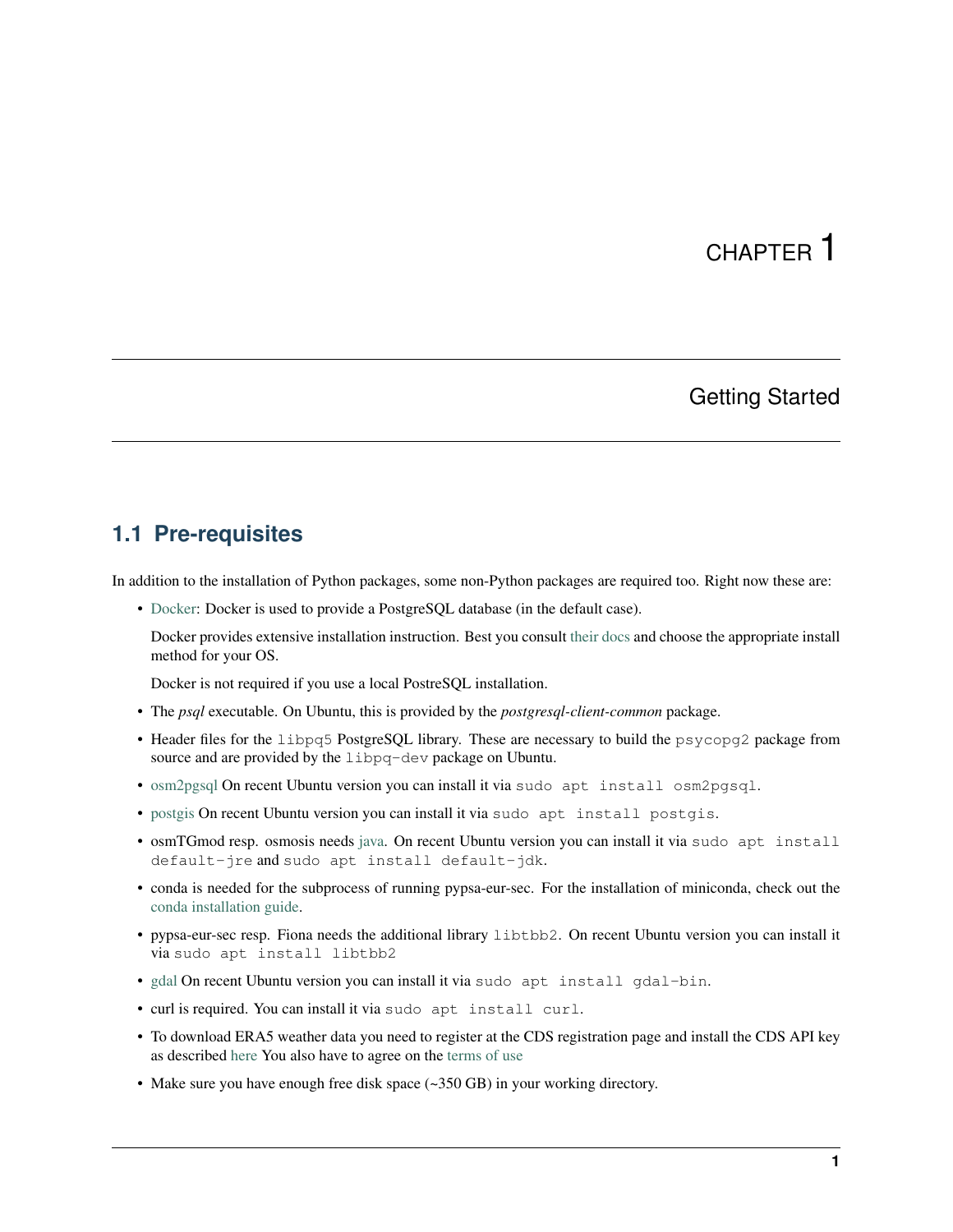# CHAPTER 1

## Getting Started

### 1.1 Pre-requisites

In addition to the installation of Python packages, some non-Python packages are required too. Right now these are:

- Docker: Docker is used to provide a PostgreSQL database (in the default case).

  Docker provides extensive installation instruction. Best you consult their docs and choose the appropriate install method for your OS.

  Docker is not required if you use a local PostreSQL installation.

- The *psql* executable. On Ubuntu, this is provided by the *postgresql-client-common* package.
- Header files for the `libpq5` PostgreSQL library. These are necessary to build the `psycopg2` package from source and are provided by the `libpq-dev` package on Ubuntu.
- osm2pgsql On recent Ubuntu version you can install it via `sudo apt install osm2pgsql`.
- postgis On recent Ubuntu version you can install it via `sudo apt install postgis`.
- osmTGmod resp. osmosis needs java. On recent Ubuntu version you can install it via `sudo apt install default-jre` and `sudo apt install default-jdk`.
- conda is needed for the subprocess of running pypsa-eur-sec. For the installation of miniconda, check out the conda installation guide.
- pypsa-eur-sec resp. Fiona needs the additional library `libtbb2`. On recent Ubuntu version you can install it via `sudo apt install libtbb2`
- gdal On recent Ubuntu version you can install it via `sudo apt install gdal-bin`.
- curl is required. You can install it via `sudo apt install curl`.
- To download ERA5 weather data you need to register at the CDS registration page and install the CDS API key as described here You also have to agree on the terms of use
- Make sure you have enough free disk space (~350 GB) in your working directory.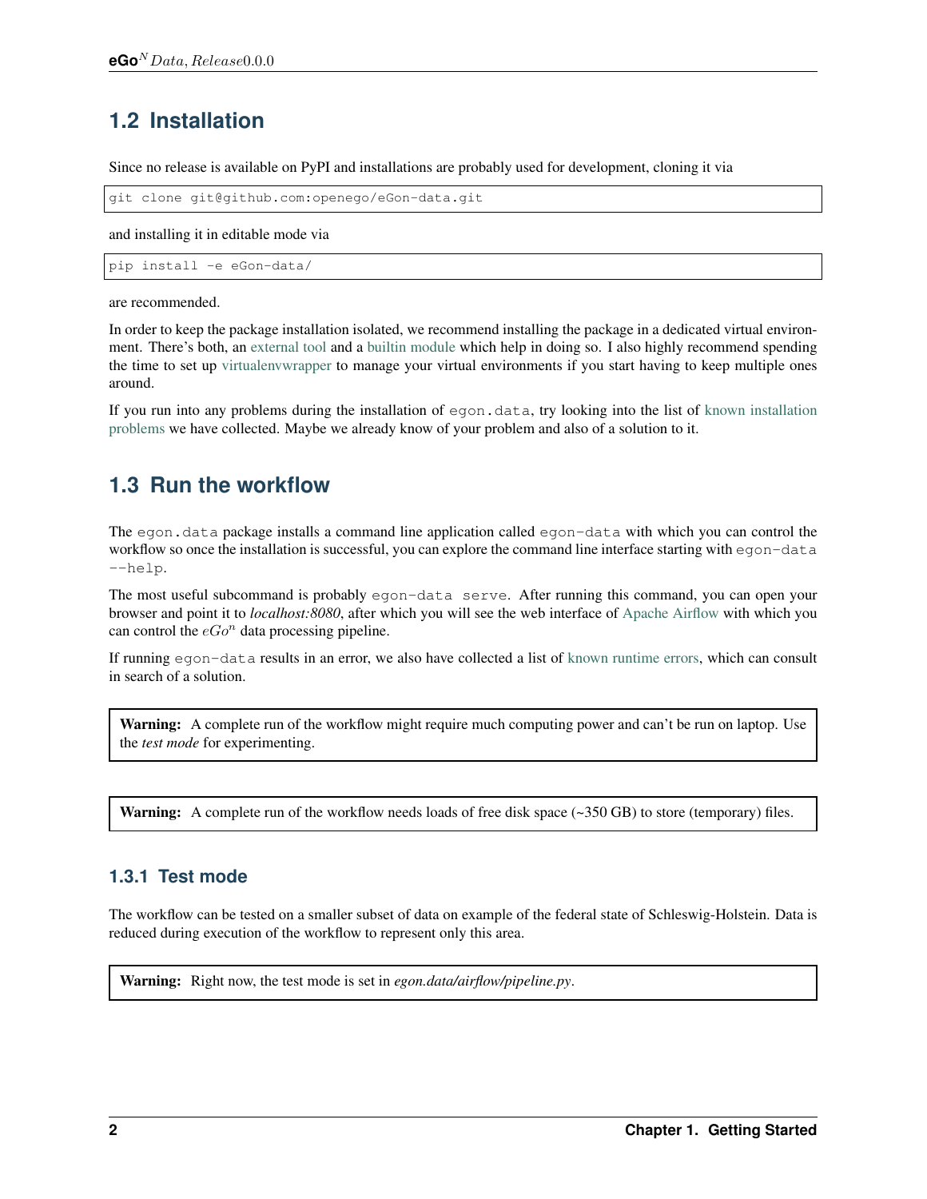## 1.2 Installation

Since no release is available on PyPI and installations are probably used for development, cloning it via

```
git clone git@github.com:openego/eGon-data.git
```

and installing it in editable mode via

```
pip install -e eGon-data/
```

are recommended.

In order to keep the package installation isolated, we recommend installing the package in a dedicated virtual environment. There's both, an external tool and a builtin module which help in doing so. I also highly recommend spending the time to set up virtualenvwrapper to manage your virtual environments if you start having to keep multiple ones around.

If you run into any problems during the installation of `egon.data`, try looking into the list of known installation problems we have collected. Maybe we already know of your problem and also of a solution to it.

## 1.3 Run the workflow

The `egon.data` package installs a command line application called `egon-data` with which you can control the workflow so once the installation is successful, you can explore the command line interface starting with `egon-data --help`.

The most useful subcommand is probably `egon-data serve`. After running this command, you can open your browser and point it to *localhost:8080*, after which you will see the web interface of Apache Airflow with which you can control the $eGo^n$ data processing pipeline.

If running `egon-data` results in an error, we also have collected a list of known runtime errors, which can consult in search of a solution.

> **Warning:** A complete run of the workflow might require much computing power and can't be run on laptop. Use the *test mode* for experimenting.

> **Warning:** A complete run of the workflow needs loads of free disk space (~350 GB) to store (temporary) files.

### 1.3.1 Test mode

The workflow can be tested on a smaller subset of data on example of the federal state of Schleswig-Holstein. Data is reduced during execution of the workflow to represent only this area.

> **Warning:** Right now, the test mode is set in *egon.data/airflow/pipeline.py*.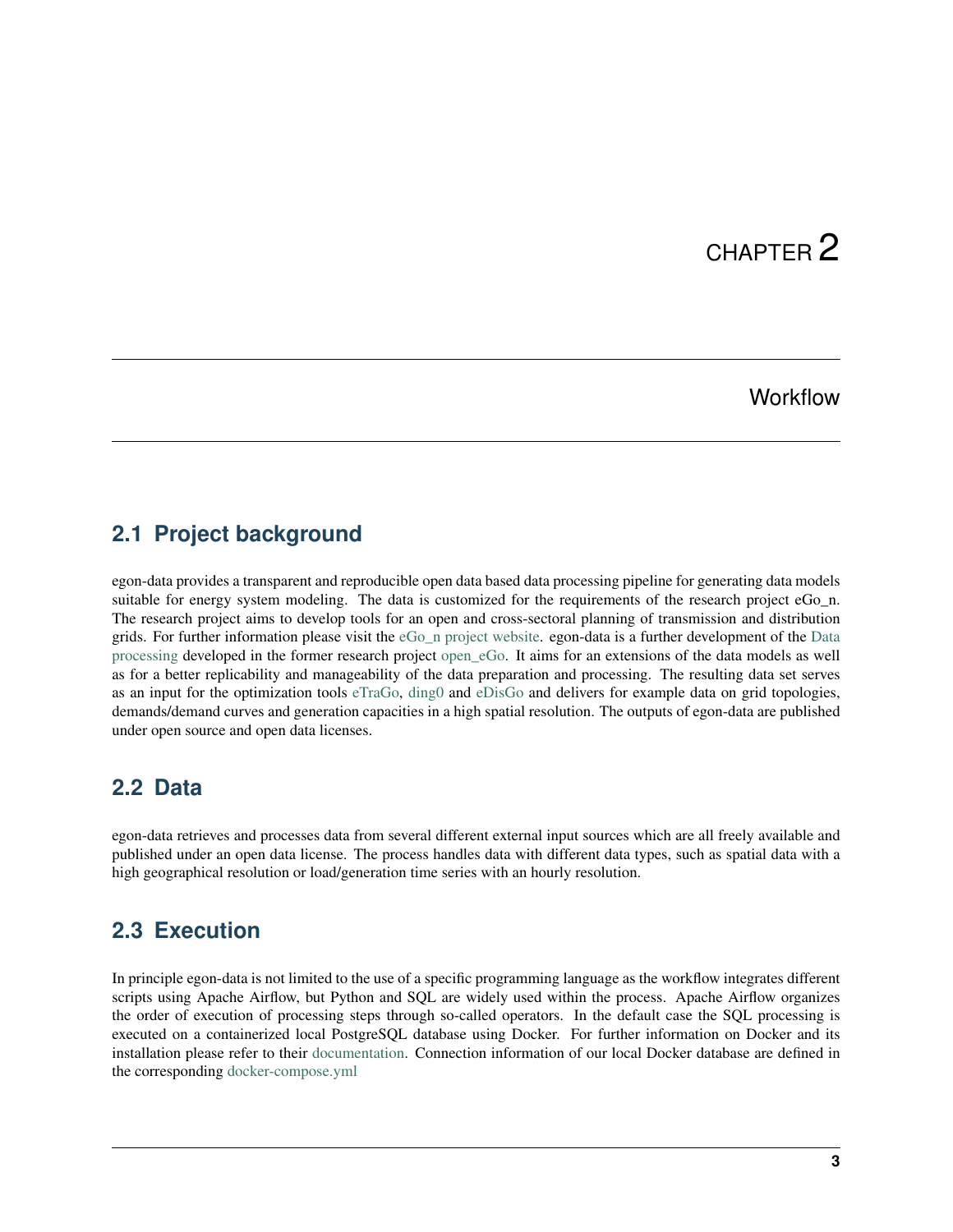# CHAPTER 2

# Workflow

## 2.1 Project background

egon-data provides a transparent and reproducible open data based data processing pipeline for generating data models suitable for energy system modeling. The data is customized for the requirements of the research project eGo_n. The research project aims to develop tools for an open and cross-sectoral planning of transmission and distribution grids. For further information please visit the eGo_n project website. egon-data is a further development of the Data processing developed in the former research project open_eGo. It aims for an extensions of the data models as well as for a better replicability and manageability of the data preparation and processing. The resulting data set serves as an input for the optimization tools eTraGo, ding0 and eDisGo and delivers for example data on grid topologies, demands/demand curves and generation capacities in a high spatial resolution. The outputs of egon-data are published under open source and open data licenses.

## 2.2 Data

egon-data retrieves and processes data from several different external input sources which are all freely available and published under an open data license. The process handles data with different data types, such as spatial data with a high geographical resolution or load/generation time series with an hourly resolution.

## 2.3 Execution

In principle egon-data is not limited to the use of a specific programming language as the workflow integrates different scripts using Apache Airflow, but Python and SQL are widely used within the process. Apache Airflow organizes the order of execution of processing steps through so-called operators. In the default case the SQL processing is executed on a containerized local PostgreSQL database using Docker. For further information on Docker and its installation please refer to their documentation. Connection information of our local Docker database are defined in the corresponding docker-compose.yml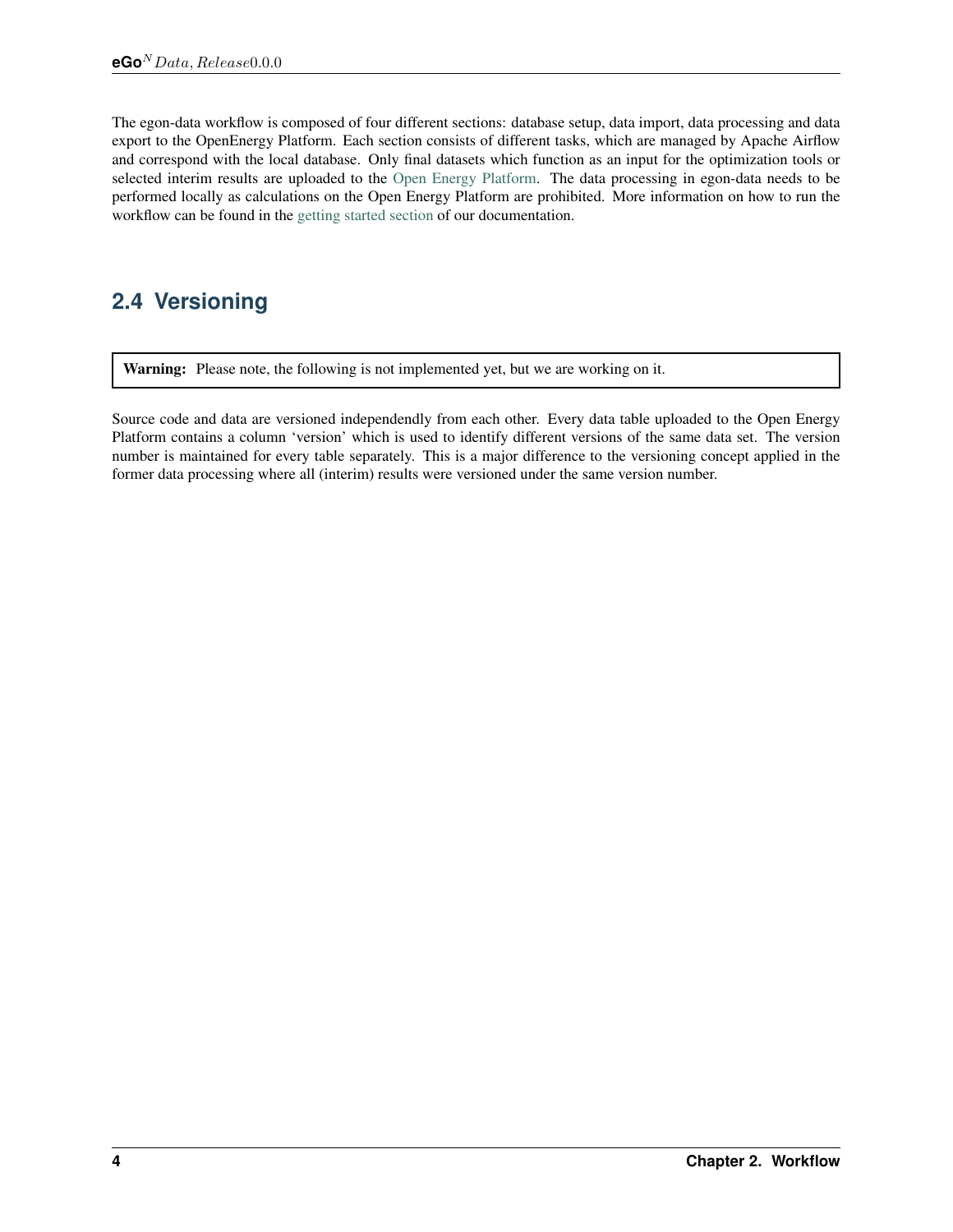The egon-data workflow is composed of four different sections: database setup, data import, data processing and data export to the OpenEnergy Platform. Each section consists of different tasks, which are managed by Apache Airflow and correspond with the local database. Only final datasets which function as an input for the optimization tools or selected interim results are uploaded to the Open Energy Platform. The data processing in egon-data needs to be performed locally as calculations on the Open Energy Platform are prohibited. More information on how to run the workflow can be found in the getting started section of our documentation.

## 2.4 Versioning

> **Warning:** Please note, the following is not implemented yet, but we are working on it.

Source code and data are versioned independendly from each other. Every data table uploaded to the Open Energy Platform contains a column 'version' which is used to identify different versions of the same data set. The version number is maintained for every table separately. This is a major difference to the versioning concept applied in the former data processing where all (interim) results were versioned under the same version number.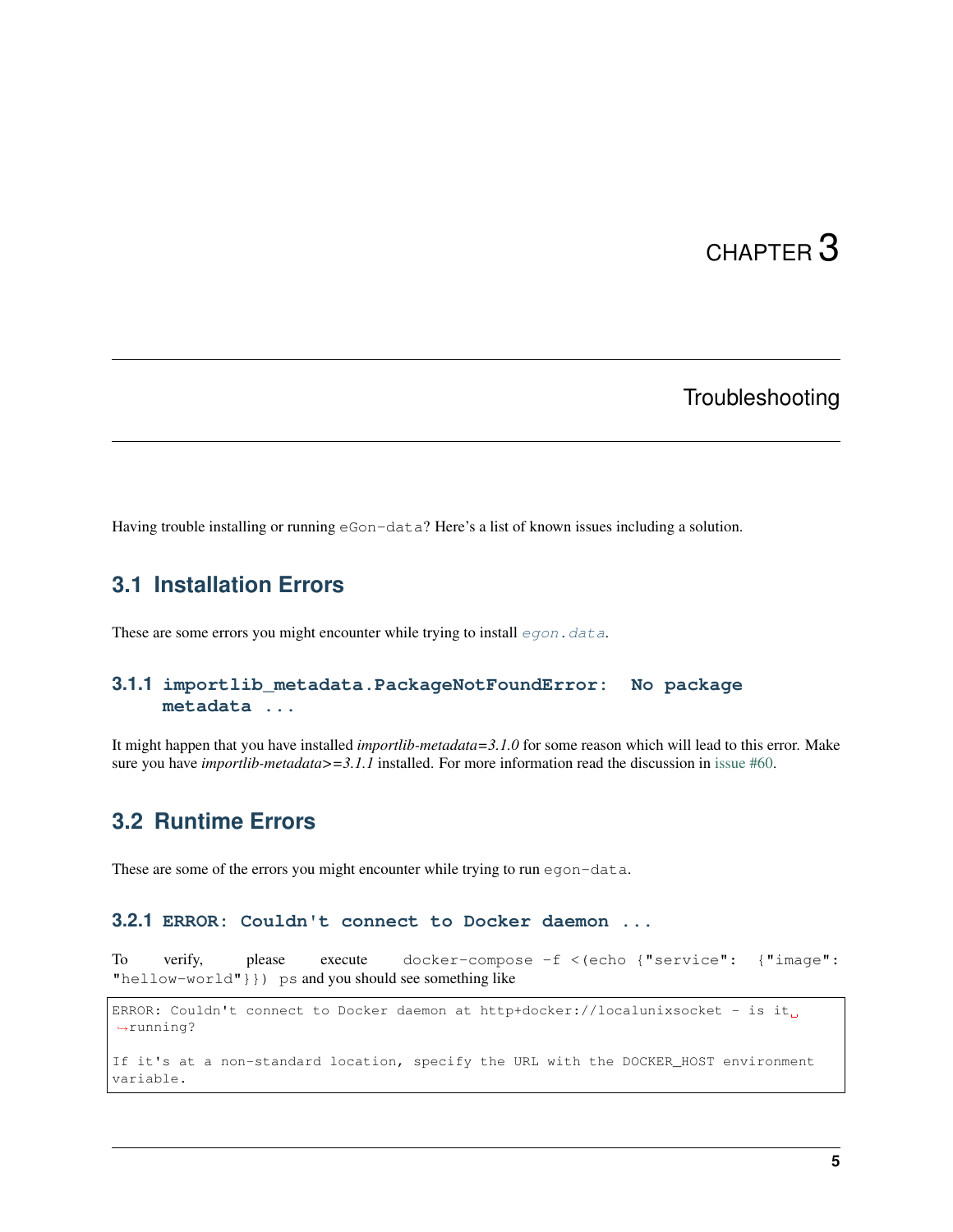# CHAPTER 3

## Troubleshooting

Having trouble installing or running `eGon-data`? Here's a list of known issues including a solution.

### 3.1 Installation Errors

These are some errors you might encounter while trying to install `egon.data`.

#### 3.1.1 `importlib_metadata.PackageNotFoundError: No package metadata ...`

It might happen that you have installed *importlib-metadata=3.1.0* for some reason which will lead to this error. Make sure you have *importlib-metadata>=3.1.1* installed. For more information read the discussion in issue #60.

### 3.2 Runtime Errors

These are some of the errors you might encounter while trying to run `egon-data`.

#### 3.2.1 `ERROR: Couldn't connect to Docker daemon ...`

To verify, please execute `docker-compose -f <(echo {"service": {"image": "hellow-world"}}) ps` and you should see something like

```
ERROR: Couldn't connect to Docker daemon at http+docker://localunixsocket - is it running?

If it's at a non-standard location, specify the URL with the DOCKER_HOST environment variable.
```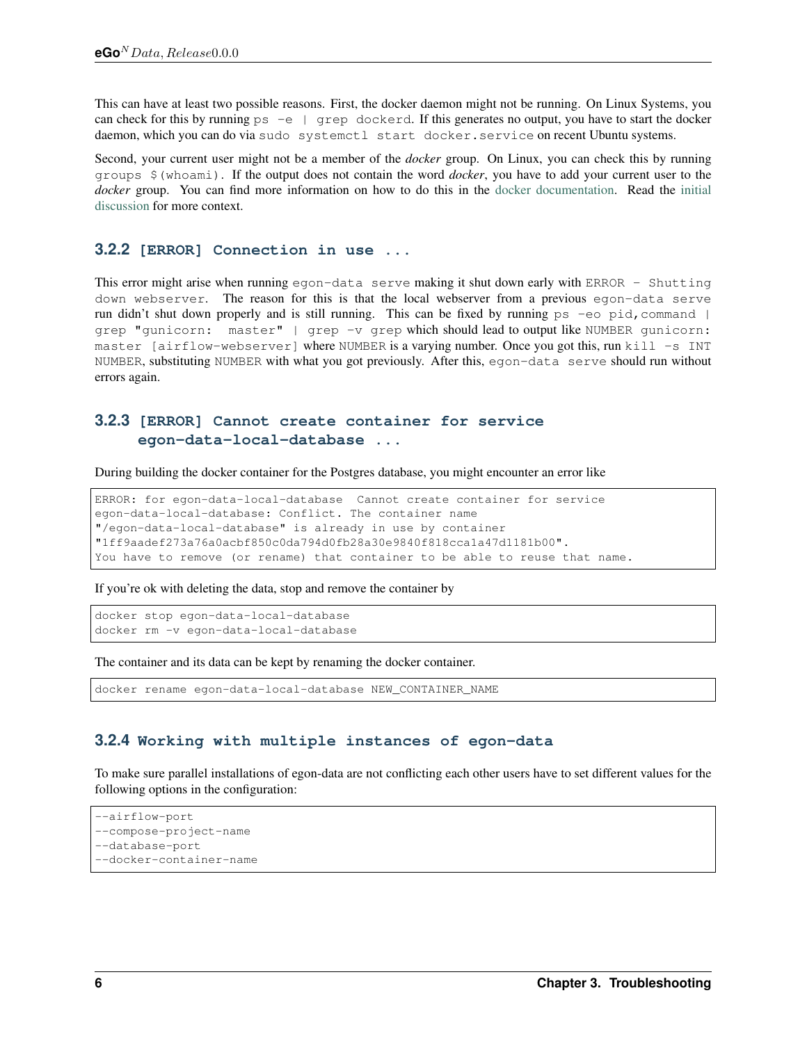This can have at least two possible reasons. First, the docker daemon might not be running. On Linux Systems, you can check for this by running `ps -e | grep dockerd`. If this generates no output, you have to start the docker daemon, which you can do via `sudo systemctl start docker.service` on recent Ubuntu systems.

Second, your current user might not be a member of the *docker* group. On Linux, you can check this by running `groups $(whoami)`. If the output does not contain the word *docker*, you have to add your current user to the *docker* group. You can find more information on how to do this in the docker documentation. Read the initial discussion for more context.

### 3.2.2 `[ERROR] Connection in use ...`

This error might arise when running `egon-data serve` making it shut down early with `ERROR - Shutting down webserver`. The reason for this is that the local webserver from a previous `egon-data serve` run didn't shut down properly and is still running. This can be fixed by running `ps -eo pid,command | grep "gunicorn: master" | grep -v grep` which should lead to output like `NUMBER gunicorn: master [airflow-webserver]` where `NUMBER` is a varying number. Once you got this, run `kill -s INT NUMBER`, substituting `NUMBER` with what you got previously. After this, `egon-data serve` should run without errors again.

### 3.2.3 `[ERROR] Cannot create container for service egon-data-local-database ...`

During building the docker container for the Postgres database, you might encounter an error like

```
ERROR: for egon-data-local-database  Cannot create container for service
egon-data-local-database: Conflict. The container name
"/egon-data-local-database" is already in use by container
"1ff9aadef273a76a0acbf850c0da794d0fb28a30e9840f818cca1a47d1181b00".
You have to remove (or rename) that container to be able to reuse that name.
```

If you're ok with deleting the data, stop and remove the container by

```
docker stop egon-data-local-database
docker rm -v egon-data-local-database
```

The container and its data can be kept by renaming the docker container.

```
docker rename egon-data-local-database NEW_CONTAINER_NAME
```

### 3.2.4 `Working with multiple instances of egon-data`

To make sure parallel installations of egon-data are not conflicting each other users have to set different values for the following options in the configuration:

```
--airflow-port
--compose-project-name
--database-port
--docker-container-name
```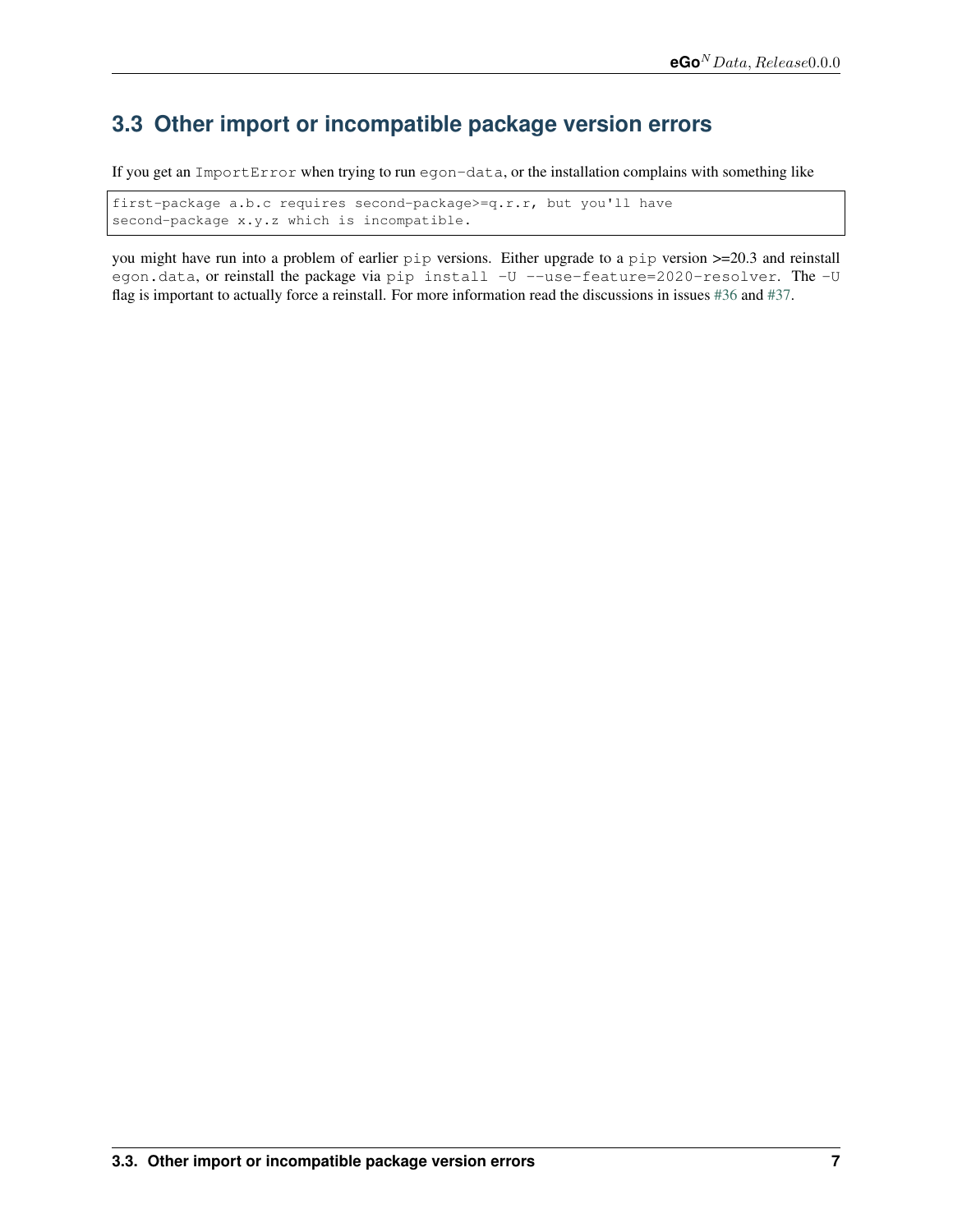## 3.3 Other import or incompatible package version errors

If you get an `ImportError` when trying to run `egon-data`, or the installation complains with something like

```
first-package a.b.c requires second-package>=q.r.r, but you'll have
second-package x.y.z which is incompatible.
```

you might have run into a problem of earlier `pip` versions. Either upgrade to a `pip` version >=20.3 and reinstall `egon.data`, or reinstall the package via `pip install -U --use-feature=2020-resolver`. The `-U` flag is important to actually force a reinstall. For more information read the discussions in issues #36 and #37.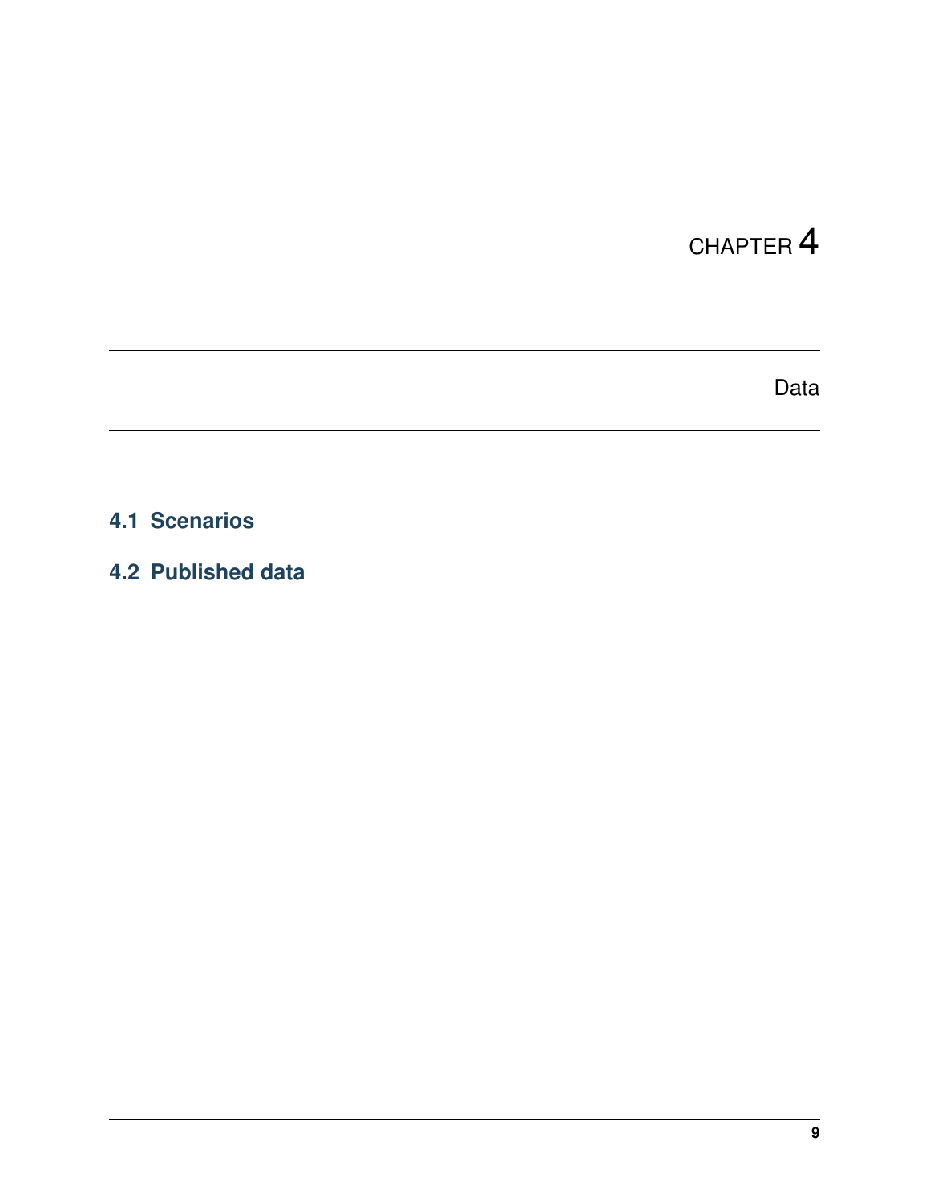# CHAPTER 4

# Data

## 4.1 Scenarios

## 4.2 Published data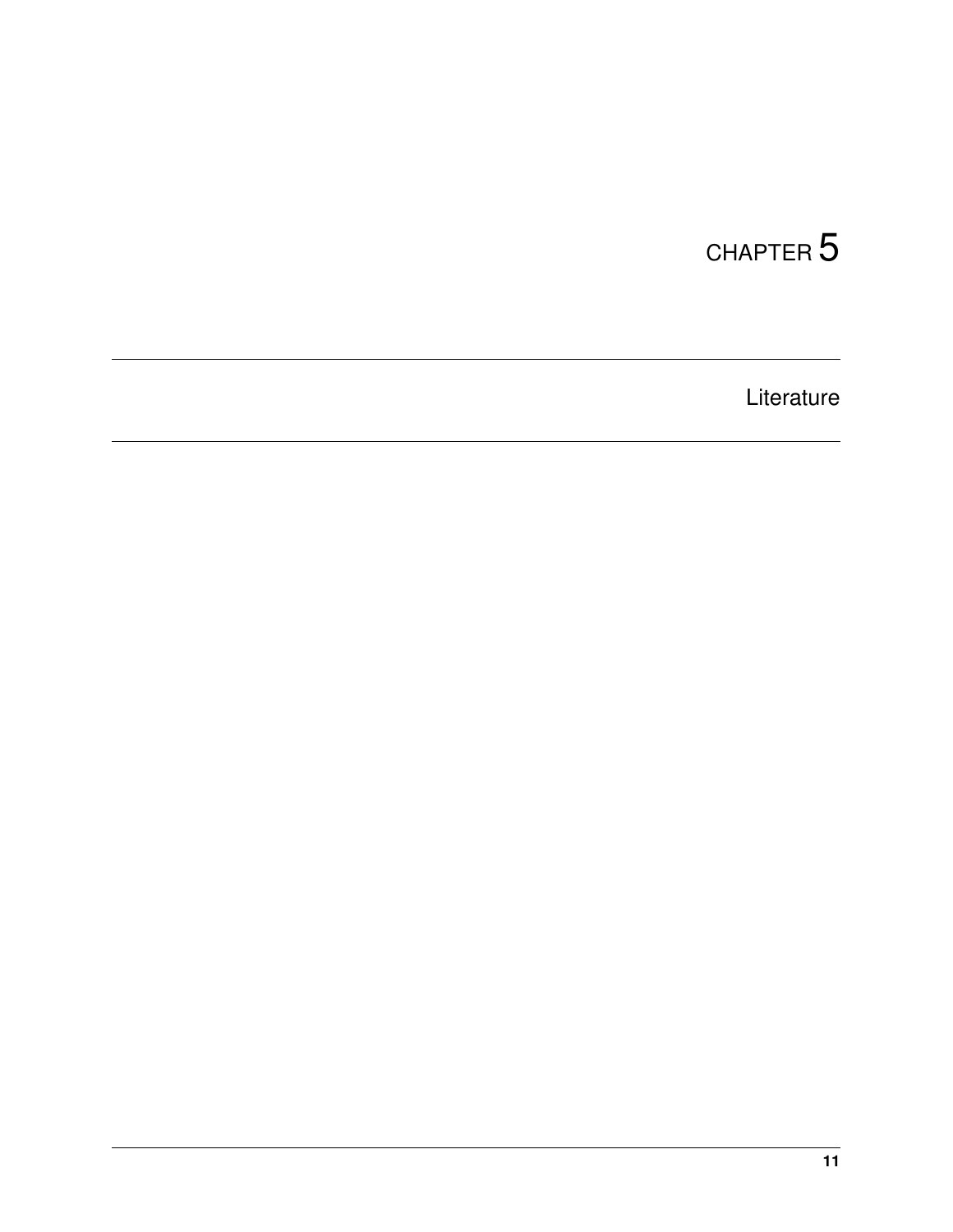# CHAPTER 5

# Literature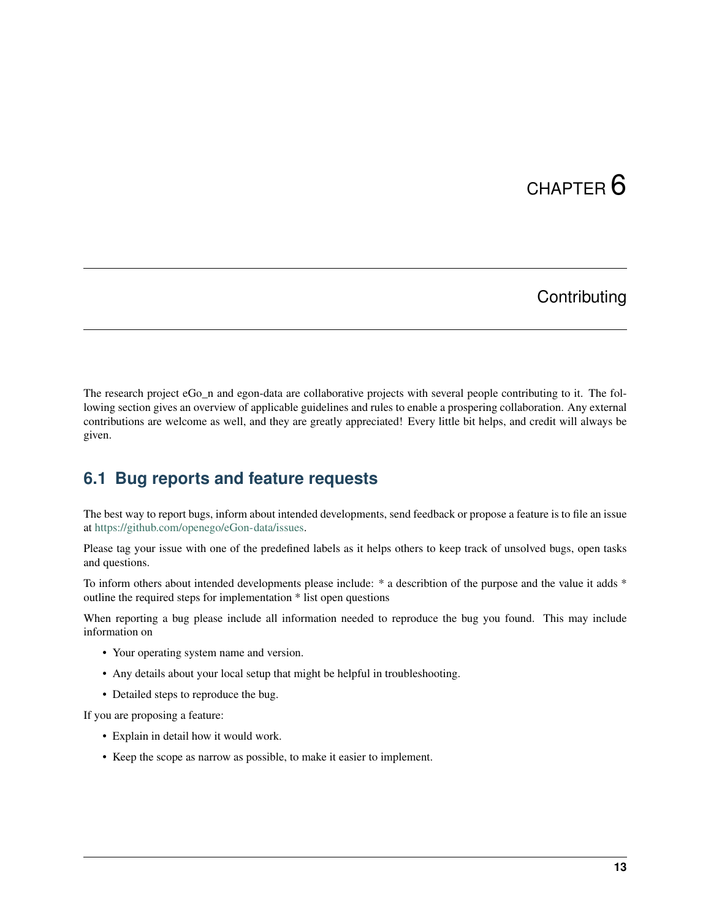# CHAPTER 6

# Contributing

The research project eGo_n and egon-data are collaborative projects with several people contributing to it. The following section gives an overview of applicable guidelines and rules to enable a prospering collaboration. Any external contributions are welcome as well, and they are greatly appreciated! Every little bit helps, and credit will always be given.

## 6.1 Bug reports and feature requests

The best way to report bugs, inform about intended developments, send feedback or propose a feature is to file an issue at https://github.com/openego/eGon-data/issues.

Please tag your issue with one of the predefined labels as it helps others to keep track of unsolved bugs, open tasks and questions.

To inform others about intended developments please include: * a describtion of the purpose and the value it adds * outline the required steps for implementation * list open questions

When reporting a bug please include all information needed to reproduce the bug you found. This may include information on

- Your operating system name and version.
- Any details about your local setup that might be helpful in troubleshooting.
- Detailed steps to reproduce the bug.

If you are proposing a feature:

- Explain in detail how it would work.
- Keep the scope as narrow as possible, to make it easier to implement.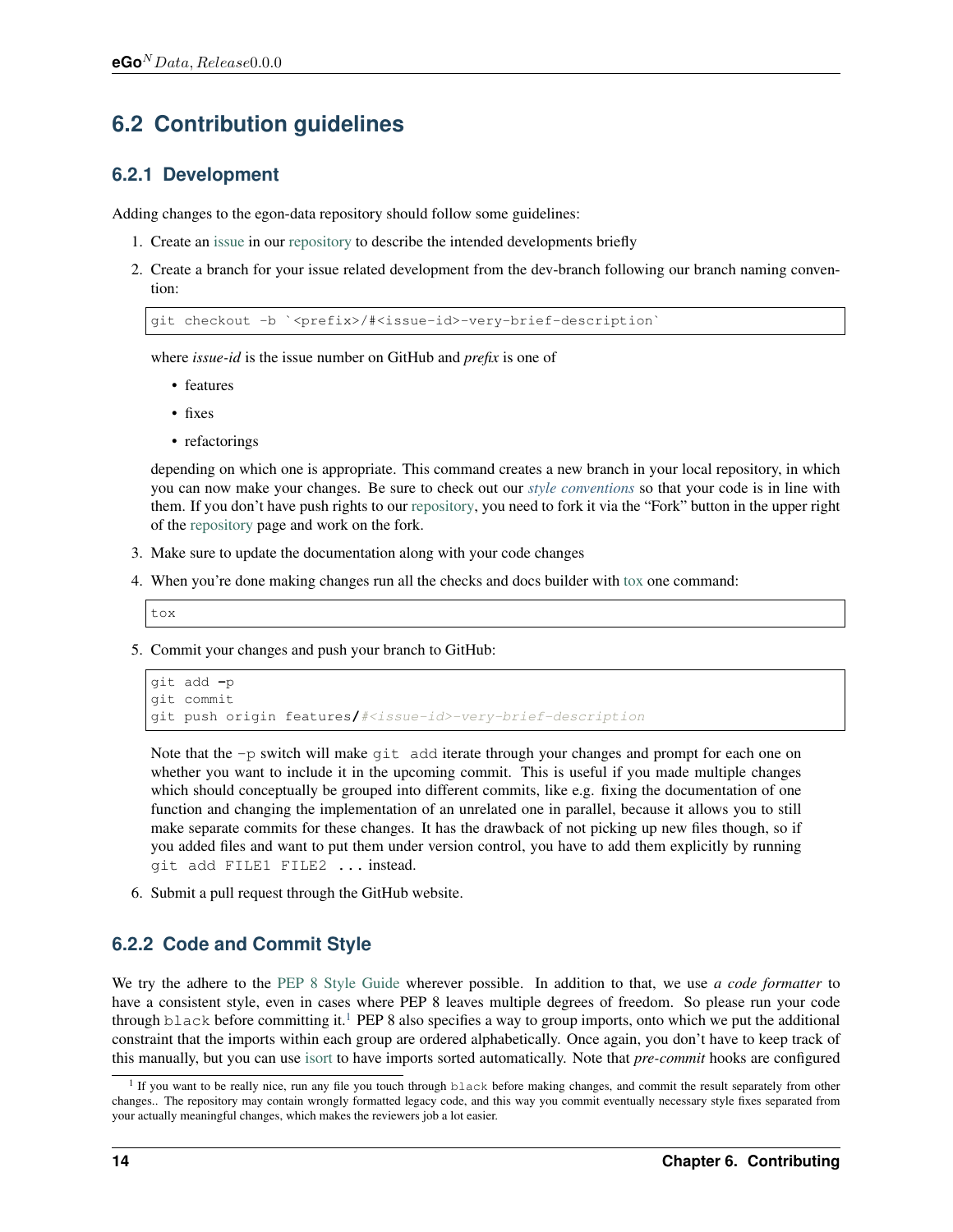## 6.2 Contribution guidelines

### 6.2.1 Development

Adding changes to the egon-data repository should follow some guidelines:

1. Create an issue in our repository to describe the intended developments briefly
2. Create a branch for your issue related development from the dev-branch following our branch naming convention:

   ```
   git checkout -b `<prefix>/#<issue-id>-very-brief-description`
   ```

   where *issue-id* is the issue number on GitHub and *prefix* is one of

   - features
   - fixes
   - refactorings

   depending on which one is appropriate. This command creates a new branch in your local repository, in which you can now make your changes. Be sure to check out our *style conventions* so that your code is in line with them. If you don't have push rights to our repository, you need to fork it via the "Fork" button in the upper right of the repository page and work on the fork.

3. Make sure to update the documentation along with your code changes
4. When you're done making changes run all the checks and docs builder with tox one command:

   ```
   tox
   ```

5. Commit your changes and push your branch to GitHub:

   ```
   git add -p
   git commit
   git push origin features/#<issue-id>-very-brief-description
   ```

   Note that the `-p` switch will make `git add` iterate through your changes and prompt for each one on whether you want to include it in the upcoming commit. This is useful if you made multiple changes which should conceptually be grouped into different commits, like e.g. fixing the documentation of one function and changing the implementation of an unrelated one in parallel, because it allows you to still make separate commits for these changes. It has the drawback of not picking up new files though, so if you added files and want to put them under version control, you have to add them explicitly by running `git add FILE1 FILE2 ...` instead.

6. Submit a pull request through the GitHub website.

### 6.2.2 Code and Commit Style

We try the adhere to the PEP 8 Style Guide wherever possible. In addition to that, we use *a code formatter* to have a consistent style, even in cases where PEP 8 leaves multiple degrees of freedom. So please run your code through `black` before committing it.[1] PEP 8 also specifies a way to group imports, onto which we put the additional constraint that the imports within each group are ordered alphabetically. Once again, you don't have to keep track of this manually, but you can use isort to have imports sorted automatically. Note that *pre-commit* hooks are configured

[1] If you want to be really nice, run any file you touch through `black` before making changes, and commit the result separately from other changes.. The repository may contain wrongly formatted legacy code, and this way you commit eventually necessary style fixes separated from your actually meaningful changes, which makes the reviewers job a lot easier.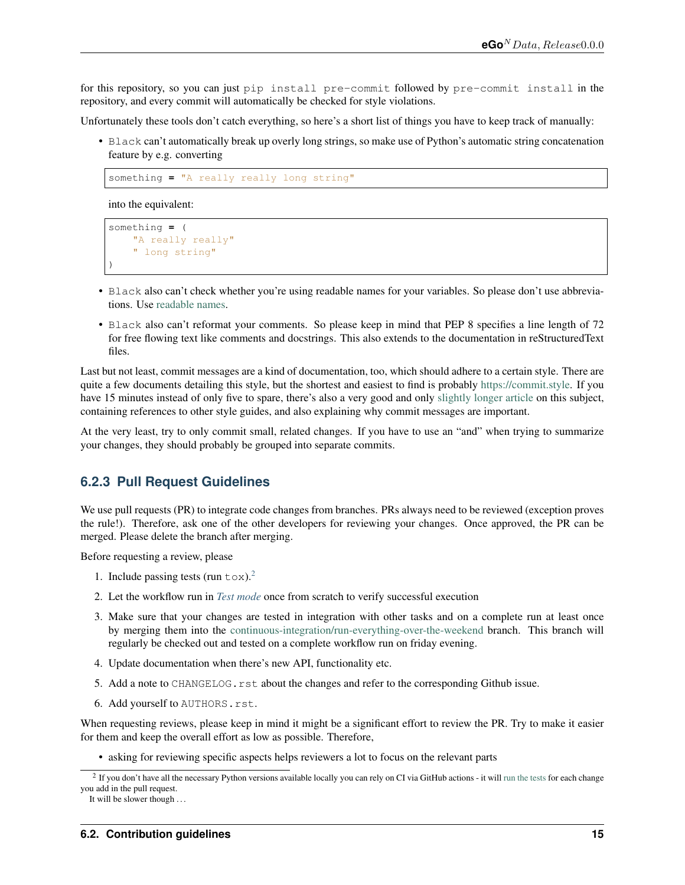for this repository, so you can just `pip install pre-commit` followed by `pre-commit install` in the repository, and every commit will automatically be checked for style violations.

Unfortunately these tools don't catch everything, so here's a short list of things you have to keep track of manually:

- `Black` can't automatically break up overly long strings, so make use of Python's automatic string concatenation feature by e.g. converting

  ```
  something = "A really really long string"
  ```

  into the equivalent:

  ```
  something = (
      "A really really"
      " long string"
  )
  ```

- `Black` also can't check whether you're using readable names for your variables. So please don't use abbreviations. Use readable names.
- `Black` also can't reformat your comments. So please keep in mind that PEP 8 specifies a line length of 72 for free flowing text like comments and docstrings. This also extends to the documentation in reStructuredText files.

Last but not least, commit messages are a kind of documentation, too, which should adhere to a certain style. There are quite a few documents detailing this style, but the shortest and easiest to find is probably https://commit.style. If you have 15 minutes instead of only five to spare, there's also a very good and only slightly longer article on this subject, containing references to other style guides, and also explaining why commit messages are important.

At the very least, try to only commit small, related changes. If you have to use an "and" when trying to summarize your changes, they should probably be grouped into separate commits.

### 6.2.3 Pull Request Guidelines

We use pull requests (PR) to integrate code changes from branches. PRs always need to be reviewed (exception proves the rule!). Therefore, ask one of the other developers for reviewing your changes. Once approved, the PR can be merged. Please delete the branch after merging.

Before requesting a review, please

1. Include passing tests (run `tox`).[2]
2. Let the workflow run in *Test mode* once from scratch to verify successful execution
3. Make sure that your changes are tested in integration with other tasks and on a complete run at least once by merging them into the continuous-integration/run-everything-over-the-weekend branch. This branch will regularly be checked out and tested on a complete workflow run on friday evening.
4. Update documentation when there's new API, functionality etc.
5. Add a note to `CHANGELOG.rst` about the changes and refer to the corresponding Github issue.
6. Add yourself to `AUTHORS.rst`.

When requesting reviews, please keep in mind it might be a significant effort to review the PR. Try to make it easier for them and keep the overall effort as low as possible. Therefore,

- asking for reviewing specific aspects helps reviewers a lot to focus on the relevant parts

[2] If you don't have all the necessary Python versions available locally you can rely on CI via GitHub actions - it will run the tests for each change you add in the pull request.

It will be slower though ...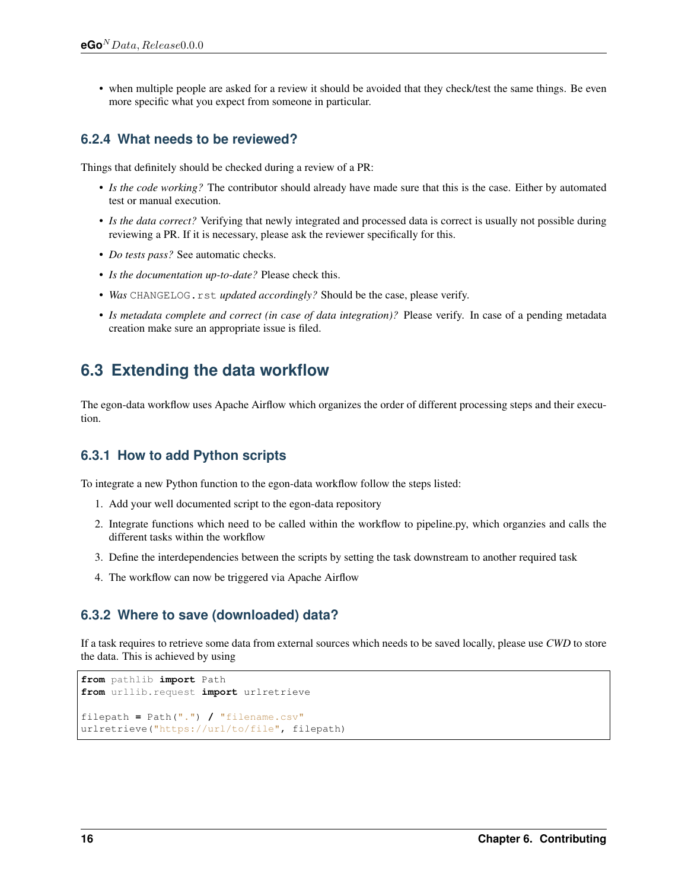- when multiple people are asked for a review it should be avoided that they check/test the same things. Be even more specific what you expect from someone in particular.

### 6.2.4 What needs to be reviewed?

Things that definitely should be checked during a review of a PR:

- *Is the code working?* The contributor should already have made sure that this is the case. Either by automated test or manual execution.
- *Is the data correct?* Verifying that newly integrated and processed data is correct is usually not possible during reviewing a PR. If it is necessary, please ask the reviewer specifically for this.
- *Do tests pass?* See automatic checks.
- *Is the documentation up-to-date?* Please check this.
- *Was* `CHANGELOG.rst` *updated accordingly?* Should be the case, please verify.
- *Is metadata complete and correct (in case of data integration)?* Please verify. In case of a pending metadata creation make sure an appropriate issue is filed.

## 6.3 Extending the data workflow

The egon-data workflow uses Apache Airflow which organizes the order of different processing steps and their execution.

### 6.3.1 How to add Python scripts

To integrate a new Python function to the egon-data workflow follow the steps listed:

1. Add your well documented script to the egon-data repository
2. Integrate functions which need to be called within the workflow to pipeline.py, which organzies and calls the different tasks within the workflow
3. Define the interdependencies between the scripts by setting the task downstream to another required task
4. The workflow can now be triggered via Apache Airflow

### 6.3.2 Where to save (downloaded) data?

If a task requires to retrieve some data from external sources which needs to be saved locally, please use *CWD* to store the data. This is achieved by using

```
from pathlib import Path
from urllib.request import urlretrieve

filepath = Path(".") / "filename.csv"
urlretrieve("https://url/to/file", filepath)
```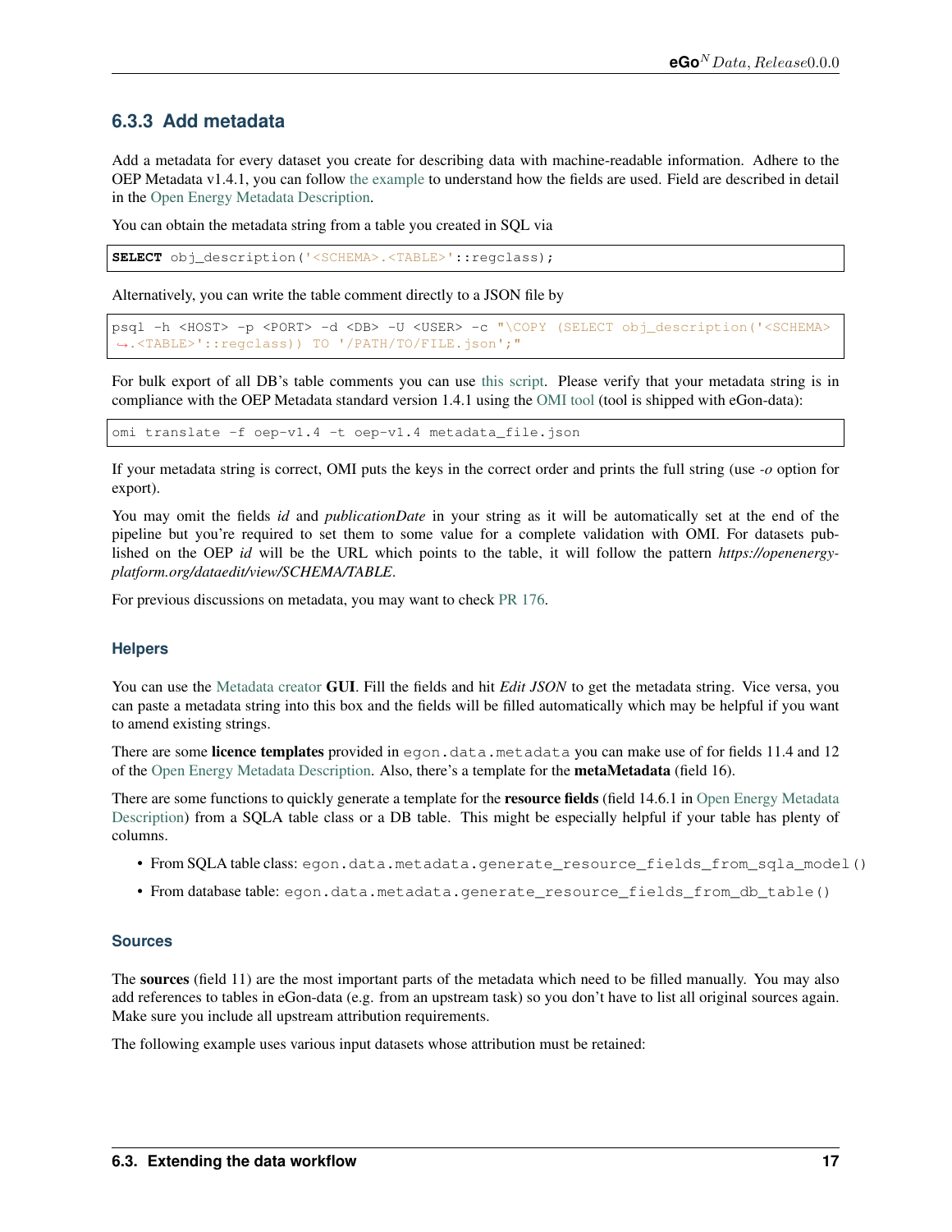### 6.3.3 Add metadata

Add a metadata for every dataset you create for describing data with machine-readable information. Adhere to the OEP Metadata v1.4.1, you can follow the example to understand how the fields are used. Field are described in detail in the Open Energy Metadata Description.

You can obtain the metadata string from a table you created in SQL via

```
SELECT obj_description('<SCHEMA>.<TABLE>'::regclass);
```

Alternatively, you can write the table comment directly to a JSON file by

```
psql -h <HOST> -p <PORT> -d <DB> -U <USER> -c "\COPY (SELECT obj_description('<SCHEMA>
↪.<TABLE>'::regclass)) TO '/PATH/TO/FILE.json';"
```

For bulk export of all DB's table comments you can use this script. Please verify that your metadata string is in compliance with the OEP Metadata standard version 1.4.1 using the OMI tool (tool is shipped with eGon-data):

```
omi translate -f oep-v1.4 -t oep-v1.4 metadata_file.json
```

If your metadata string is correct, OMI puts the keys in the correct order and prints the full string (use *-o* option for export).

You may omit the fields *id* and *publicationDate* in your string as it will be automatically set at the end of the pipeline but you're required to set them to some value for a complete validation with OMI. For datasets published on the OEP *id* will be the URL which points to the table, it will follow the pattern *https://openenergy-platform.org/dataedit/view/SCHEMA/TABLE*.

For previous discussions on metadata, you may want to check PR 176.

#### Helpers

You can use the Metadata creator **GUI**. Fill the fields and hit *Edit JSON* to get the metadata string. Vice versa, you can paste a metadata string into this box and the fields will be filled automatically which may be helpful if you want to amend existing strings.

There are some **licence templates** provided in `egon.data.metadata` you can make use of for fields 11.4 and 12 of the Open Energy Metadata Description. Also, there's a template for the **metaMetadata** (field 16).

There are some functions to quickly generate a template for the **resource fields** (field 14.6.1 in Open Energy Metadata Description) from a SQLA table class or a DB table. This might be especially helpful if your table has plenty of columns.

- From SQLA table class: `egon.data.metadata.generate_resource_fields_from_sqla_model()`
- From database table: `egon.data.metadata.generate_resource_fields_from_db_table()`

#### Sources

The **sources** (field 11) are the most important parts of the metadata which need to be filled manually. You may also add references to tables in eGon-data (e.g. from an upstream task) so you don't have to list all original sources again. Make sure you include all upstream attribution requirements.

The following example uses various input datasets whose attribution must be retained: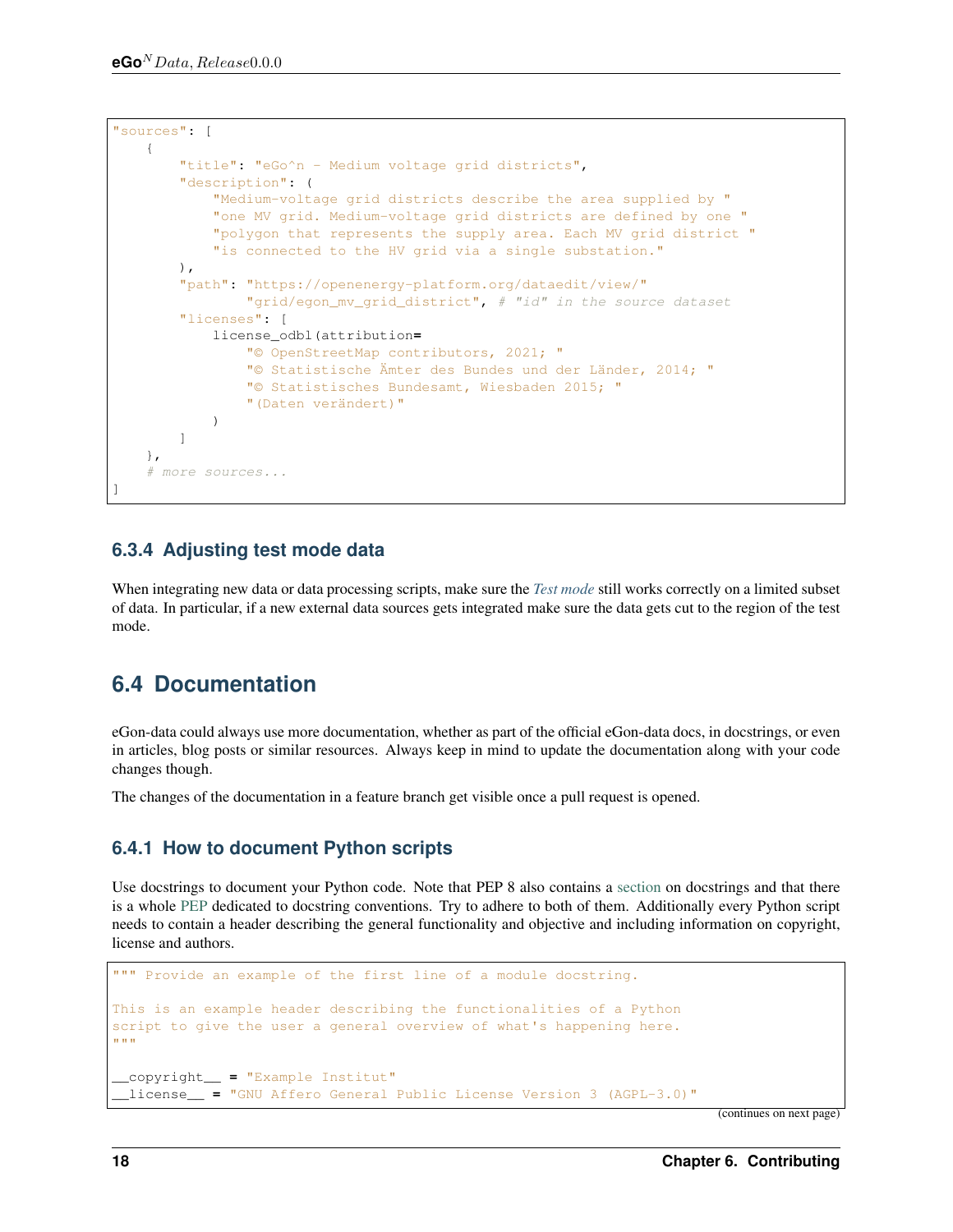```
"sources": [
    {
        "title": "eGo^n - Medium voltage grid districts",
        "description": (
            "Medium-voltage grid districts describe the area supplied by "
            "one MV grid. Medium-voltage grid districts are defined by one "
            "polygon that represents the supply area. Each MV grid district "
            "is connected to the HV grid via a single substation."
        ),
        "path": "https://openenergy-platform.org/dataedit/view/"
                "grid/egon_mv_grid_district", # "id" in the source dataset
        "licenses": [
            license_odbl(attribution=
                "© OpenStreetMap contributors, 2021; "
                "© Statistische Ämter des Bundes und der Länder, 2014; "
                "© Statistisches Bundesamt, Wiesbaden 2015; "
                "(Daten verändert)"
            )
        ]
    },
    # more sources...
]
```

### 6.3.4 Adjusting test mode data

When integrating new data or data processing scripts, make sure the *Test mode* still works correctly on a limited subset of data. In particular, if a new external data sources gets integrated make sure the data gets cut to the region of the test mode.

## 6.4 Documentation

eGon-data could always use more documentation, whether as part of the official eGon-data docs, in docstrings, or even in articles, blog posts or similar resources. Always keep in mind to update the documentation along with your code changes though.

The changes of the documentation in a feature branch get visible once a pull request is opened.

### 6.4.1 How to document Python scripts

Use docstrings to document your Python code. Note that PEP 8 also contains a section on docstrings and that there is a whole PEP dedicated to docstring conventions. Try to adhere to both of them. Additionally every Python script needs to contain a header describing the general functionality and objective and including information on copyright, license and authors.

```
""" Provide an example of the first line of a module docstring.

This is an example header describing the functionalities of a Python
script to give the user a general overview of what's happening here.
"""

__copyright__ = "Example Institut"
__license__ = "GNU Affero General Public License Version 3 (AGPL-3.0)"
```

(continues on next page)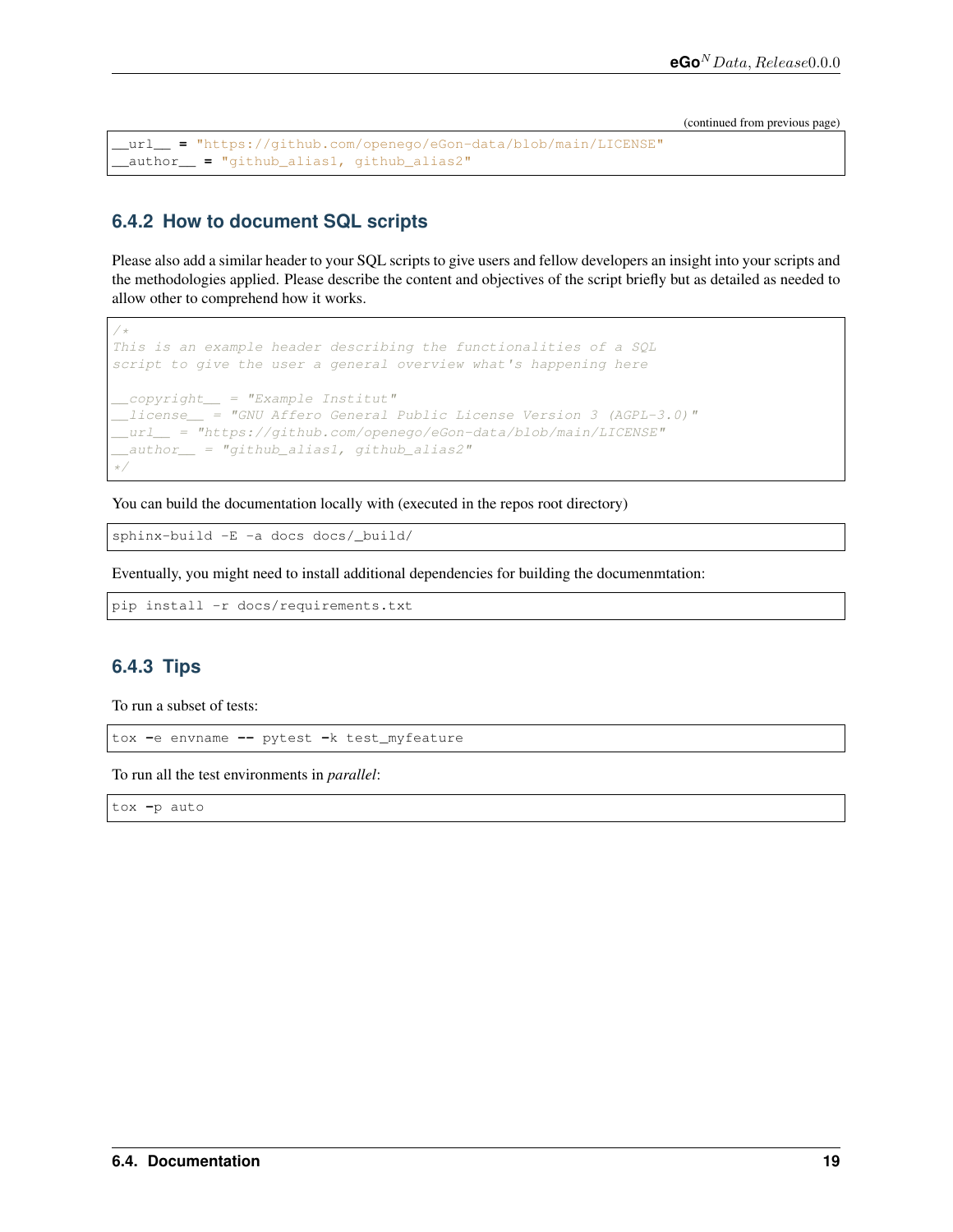(continued from previous page)

```
__url__ = "https://github.com/openego/eGon-data/blob/main/LICENSE"
__author__ = "github_alias1, github_alias2"
```

### 6.4.2 How to document SQL scripts

Please also add a similar header to your SQL scripts to give users and fellow developers an insight into your scripts and the methodologies applied. Please describe the content and objectives of the script briefly but as detailed as needed to allow other to comprehend how it works.

```
/*
This is an example header describing the functionalities of a SQL
script to give the user a general overview what's happening here

__copyright__ = "Example Institut"
__license__ = "GNU Affero General Public License Version 3 (AGPL-3.0)"
__url__ = "https://github.com/openego/eGon-data/blob/main/LICENSE"
__author__ = "github_alias1, github_alias2"
*/
```

You can build the documentation locally with (executed in the repos root directory)

```
sphinx-build -E -a docs docs/_build/
```

Eventually, you might need to install additional dependencies for building the documenmtation:

```
pip install -r docs/requirements.txt
```

### 6.4.3 Tips

To run a subset of tests:

```
tox -e envname -- pytest -k test_myfeature
```

To run all the test environments in *parallel*:

```
tox -p auto
```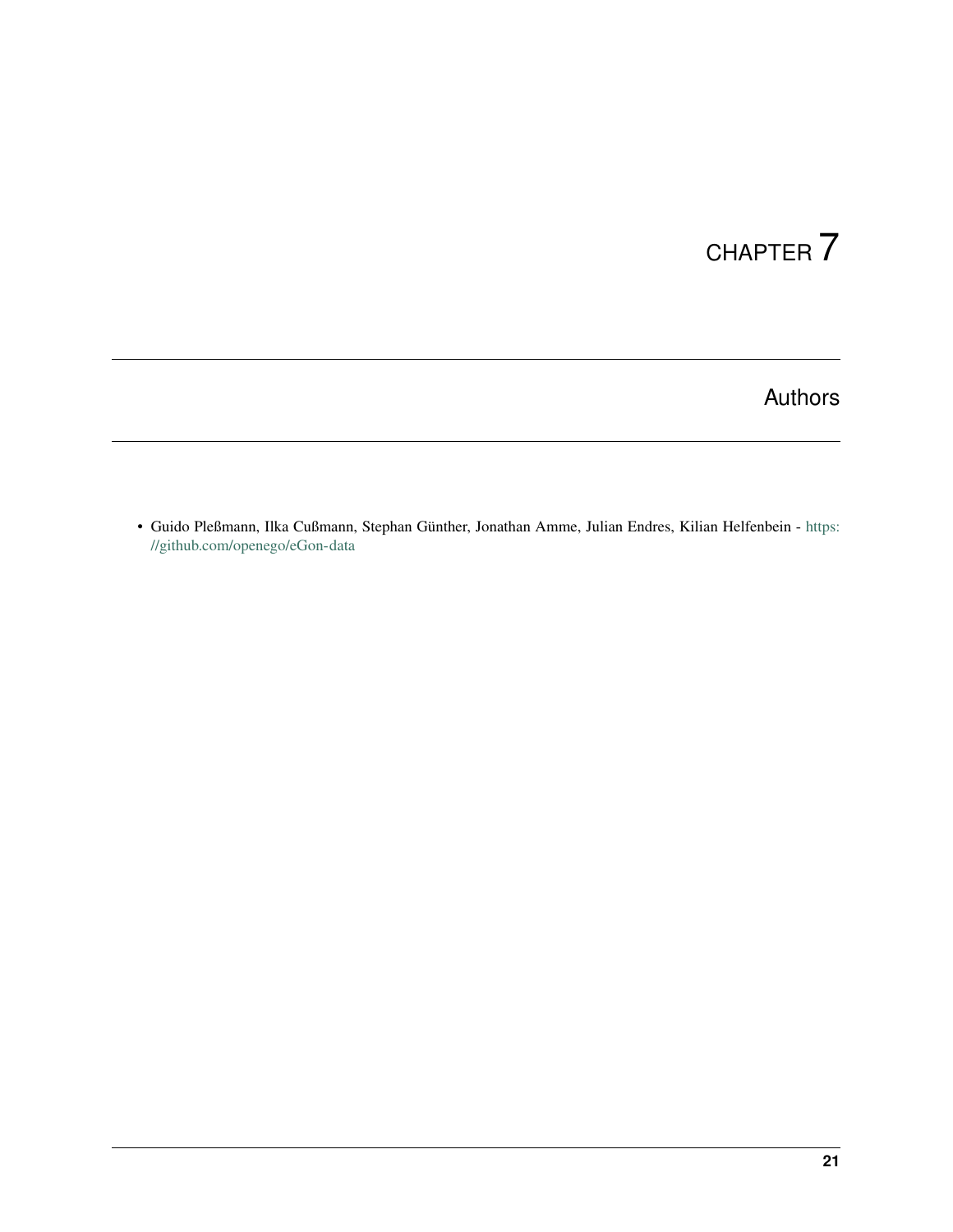# CHAPTER 7

## Authors

- Guido Pleßmann, Ilka Cußmann, Stephan Günther, Jonathan Amme, Julian Endres, Kilian Helfenbein - https://github.com/openego/eGon-data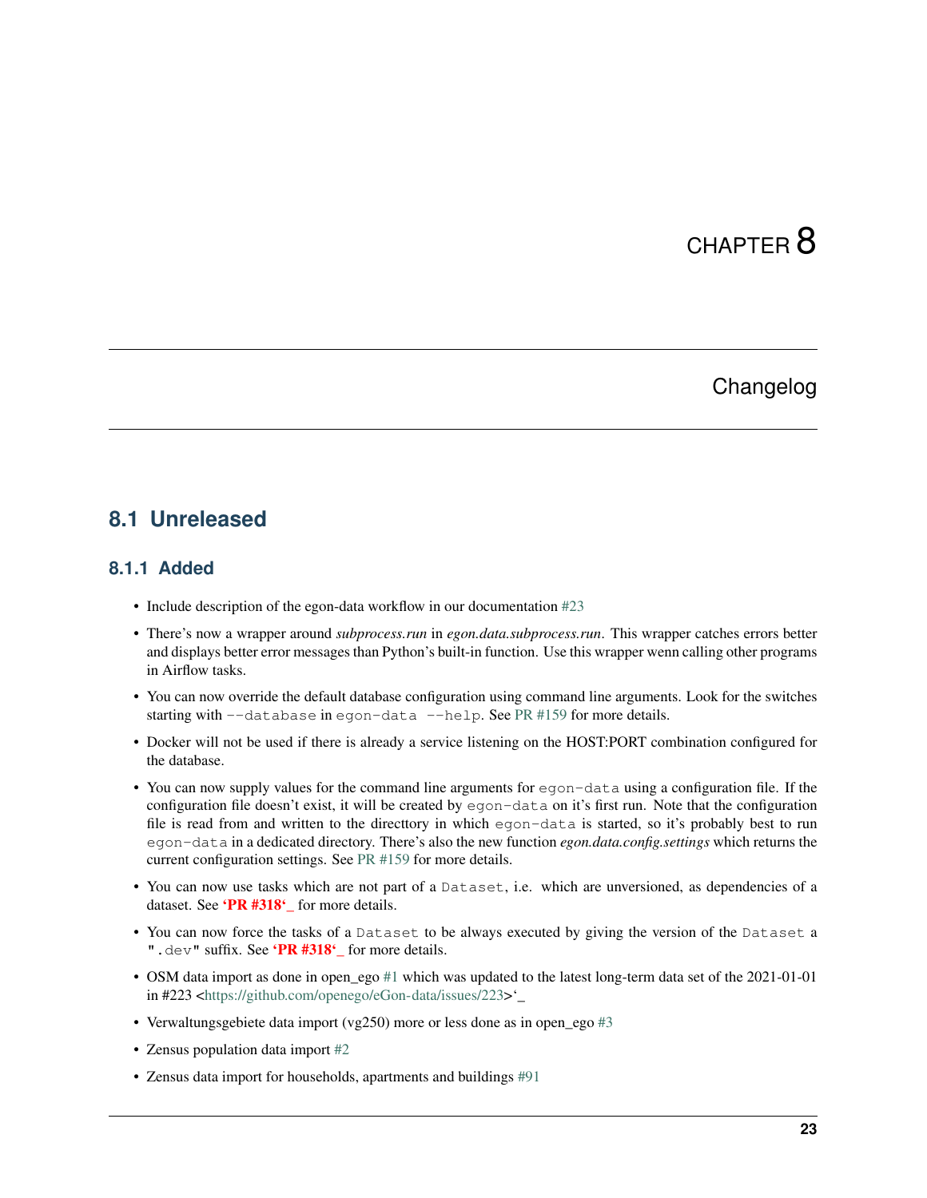# CHAPTER 8

# Changelog

## 8.1 Unreleased

### 8.1.1 Added

- Include description of the egon-data workflow in our documentation #23
- There's now a wrapper around *subprocess.run* in *egon.data.subprocess.run*. This wrapper catches errors better and displays better error messages than Python's built-in function. Use this wrapper wenn calling other programs in Airflow tasks.
- You can now override the default database configuration using command line arguments. Look for the switches starting with `--database` in `egon-data --help`. See PR #159 for more details.
- Docker will not be used if there is already a service listening on the HOST:PORT combination configured for the database.
- You can now supply values for the command line arguments for `egon-data` using a configuration file. If the configuration file doesn't exist, it will be created by `egon-data` on it's first run. Note that the configuration file is read from and written to the directtory in which `egon-data` is started, so it's probably best to run `egon-data` in a dedicated directory. There's also the new function *egon.data.config.settings* which returns the current configuration settings. See PR #159 for more details.
- You can now use tasks which are not part of a `Dataset`, i.e. which are unversioned, as dependencies of a dataset. See **'PR #318'_** for more details.
- You can now force the tasks of a `Dataset` to be always executed by giving the version of the `Dataset` a `".dev"` suffix. See **'PR #318'_** for more details.
- OSM data import as done in open_ego #1 which was updated to the latest long-term data set of the 2021-01-01 in #223 <https://github.com/openego/eGon-data/issues/223>'_
- Verwaltungsgebiete data import (vg250) more or less done as in open_ego #3
- Zensus population data import #2
- Zensus data import for households, apartments and buildings #91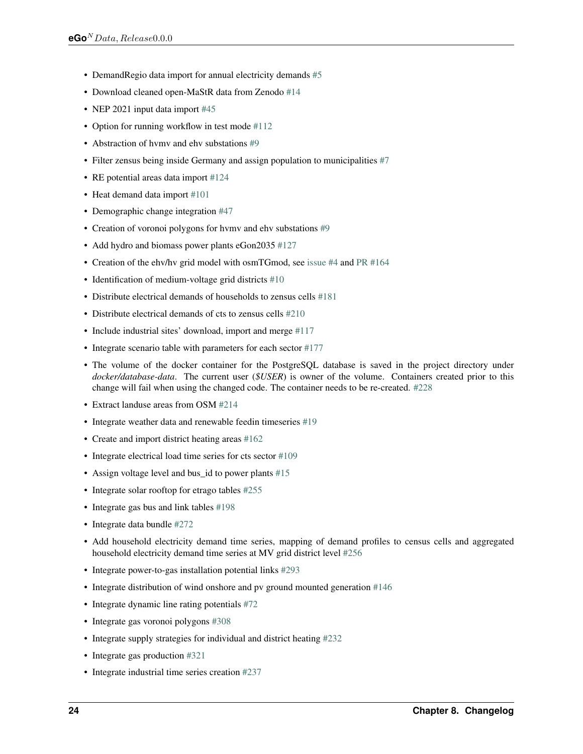- DemandRegio data import for annual electricity demands #5
- Download cleaned open-MaStR data from Zenodo #14
- NEP 2021 input data import #45
- Option for running workflow in test mode #112
- Abstraction of hvmv and ehv substations #9
- Filter zensus being inside Germany and assign population to municipalities #7
- RE potential areas data import #124
- Heat demand data import #101
- Demographic change integration #47
- Creation of voronoi polygons for hvmv and ehv substations #9
- Add hydro and biomass power plants eGon2035 #127
- Creation of the ehv/hv grid model with osmTGmod, see issue #4 and PR #164
- Identification of medium-voltage grid districts #10
- Distribute electrical demands of households to zensus cells #181
- Distribute electrical demands of cts to zensus cells #210
- Include industrial sites' download, import and merge #117
- Integrate scenario table with parameters for each sector #177
- The volume of the docker container for the PostgreSQL database is saved in the project directory under *docker/database-data*. The current user (*$USER*) is owner of the volume. Containers created prior to this change will fail when using the changed code. The container needs to be re-created. #228
- Extract landuse areas from OSM #214
- Integrate weather data and renewable feedin timeseries #19
- Create and import district heating areas #162
- Integrate electrical load time series for cts sector #109
- Assign voltage level and bus_id to power plants #15
- Integrate solar rooftop for etrago tables #255
- Integrate gas bus and link tables #198
- Integrate data bundle #272
- Add household electricity demand time series, mapping of demand profiles to census cells and aggregated household electricity demand time series at MV grid district level #256
- Integrate power-to-gas installation potential links #293
- Integrate distribution of wind onshore and pv ground mounted generation #146
- Integrate dynamic line rating potentials #72
- Integrate gas voronoi polygons #308
- Integrate supply strategies for individual and district heating #232
- Integrate gas production #321
- Integrate industrial time series creation #237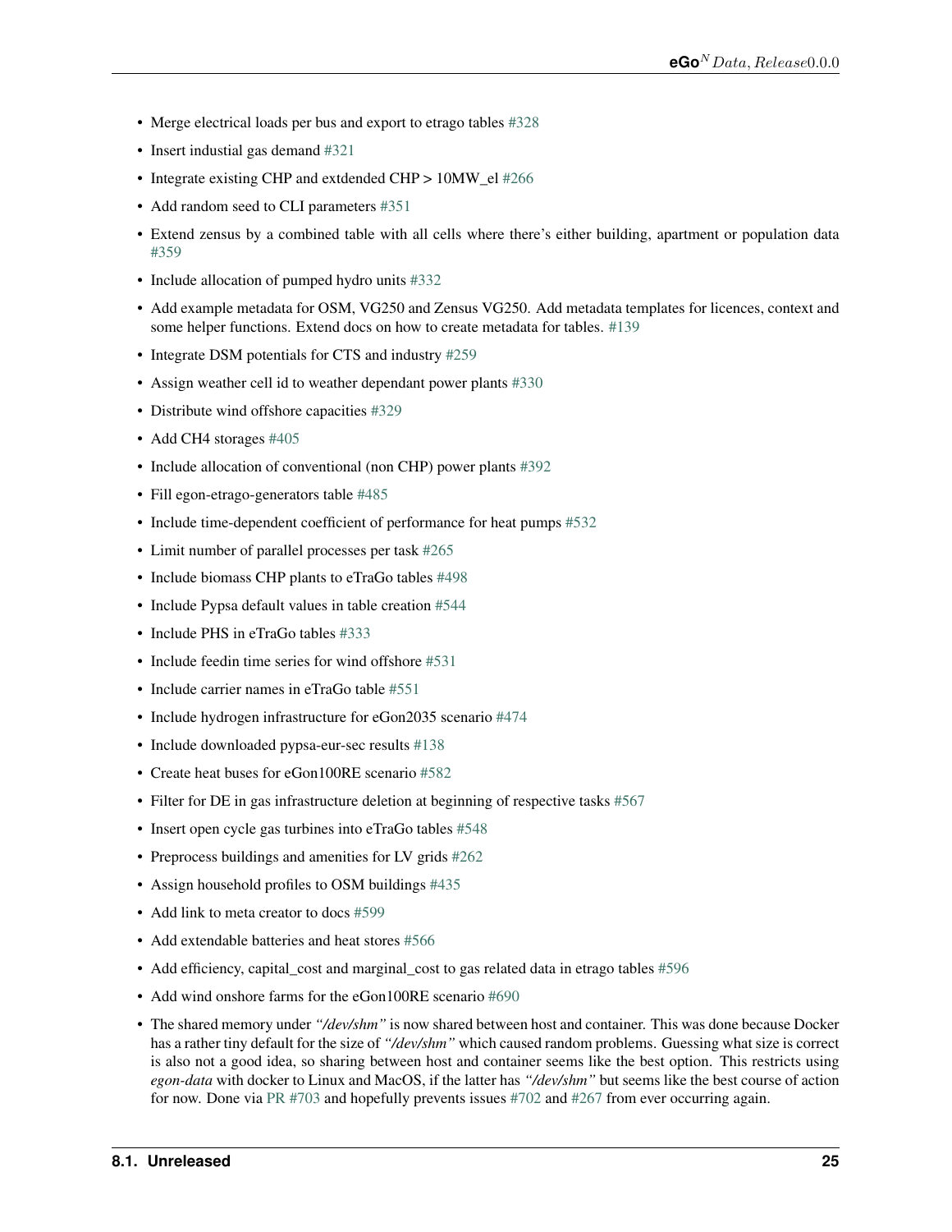- Merge electrical loads per bus and export to etrago tables #328
- Insert industial gas demand #321
- Integrate existing CHP and extdended CHP > 10MW_el #266
- Add random seed to CLI parameters #351
- Extend zensus by a combined table with all cells where there's either building, apartment or population data #359
- Include allocation of pumped hydro units #332
- Add example metadata for OSM, VG250 and Zensus VG250. Add metadata templates for licences, context and some helper functions. Extend docs on how to create metadata for tables. #139
- Integrate DSM potentials for CTS and industry #259
- Assign weather cell id to weather dependant power plants #330
- Distribute wind offshore capacities #329
- Add CH4 storages #405
- Include allocation of conventional (non CHP) power plants #392
- Fill egon-etrago-generators table #485
- Include time-dependent coefficient of performance for heat pumps #532
- Limit number of parallel processes per task #265
- Include biomass CHP plants to eTraGo tables #498
- Include Pypsa default values in table creation #544
- Include PHS in eTraGo tables #333
- Include feedin time series for wind offshore #531
- Include carrier names in eTraGo table #551
- Include hydrogen infrastructure for eGon2035 scenario #474
- Include downloaded pypsa-eur-sec results #138
- Create heat buses for eGon100RE scenario #582
- Filter for DE in gas infrastructure deletion at beginning of respective tasks #567
- Insert open cycle gas turbines into eTraGo tables #548
- Preprocess buildings and amenities for LV grids #262
- Assign household profiles to OSM buildings #435
- Add link to meta creator to docs #599
- Add extendable batteries and heat stores #566
- Add efficiency, capital_cost and marginal_cost to gas related data in etrago tables #596
- Add wind onshore farms for the eGon100RE scenario #690
- The shared memory under *"/dev/shm"* is now shared between host and container. This was done because Docker has a rather tiny default for the size of *"/dev/shm"* which caused random problems. Guessing what size is correct is also not a good idea, so sharing between host and container seems like the best option. This restricts using *egon-data* with docker to Linux and MacOS, if the latter has *"/dev/shm"* but seems like the best course of action for now. Done via PR #703 and hopefully prevents issues #702 and #267 from ever occurring again.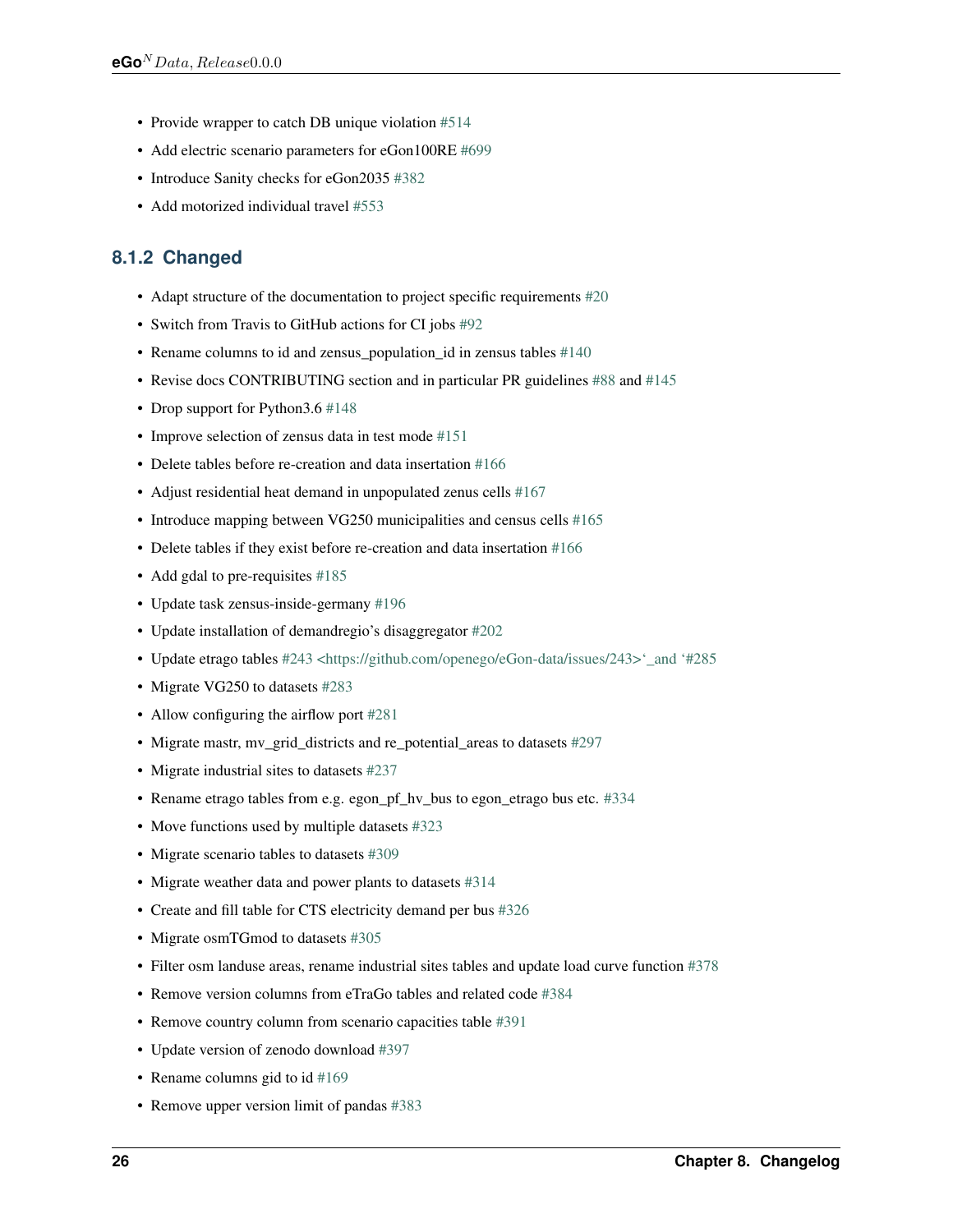- Provide wrapper to catch DB unique violation #514
- Add electric scenario parameters for eGon100RE #699
- Introduce Sanity checks for eGon2035 #382
- Add motorized individual travel #553

### 8.1.2 Changed

- Adapt structure of the documentation to project specific requirements #20
- Switch from Travis to GitHub actions for CI jobs #92
- Rename columns to id and zensus_population_id in zensus tables #140
- Revise docs CONTRIBUTING section and in particular PR guidelines #88 and #145
- Drop support for Python3.6 #148
- Improve selection of zensus data in test mode #151
- Delete tables before re-creation and data insertation #166
- Adjust residential heat demand in unpopulated zenus cells #167
- Introduce mapping between VG250 municipalities and census cells #165
- Delete tables if they exist before re-creation and data insertation #166
- Add gdal to pre-requisites #185
- Update task zensus-inside-germany #196
- Update installation of demandregio's disaggregator #202
- Update etrago tables #243 <https://github.com/openego/eGon-data/issues/243>`_and `#285
- Migrate VG250 to datasets #283
- Allow configuring the airflow port #281
- Migrate mastr, mv_grid_districts and re_potential_areas to datasets #297
- Migrate industrial sites to datasets #237
- Rename etrago tables from e.g. egon_pf_hv_bus to egon_etrago bus etc. #334
- Move functions used by multiple datasets #323
- Migrate scenario tables to datasets #309
- Migrate weather data and power plants to datasets #314
- Create and fill table for CTS electricity demand per bus #326
- Migrate osmTGmod to datasets #305
- Filter osm landuse areas, rename industrial sites tables and update load curve function #378
- Remove version columns from eTraGo tables and related code #384
- Remove country column from scenario capacities table #391
- Update version of zenodo download #397
- Rename columns gid to id #169
- Remove upper version limit of pandas #383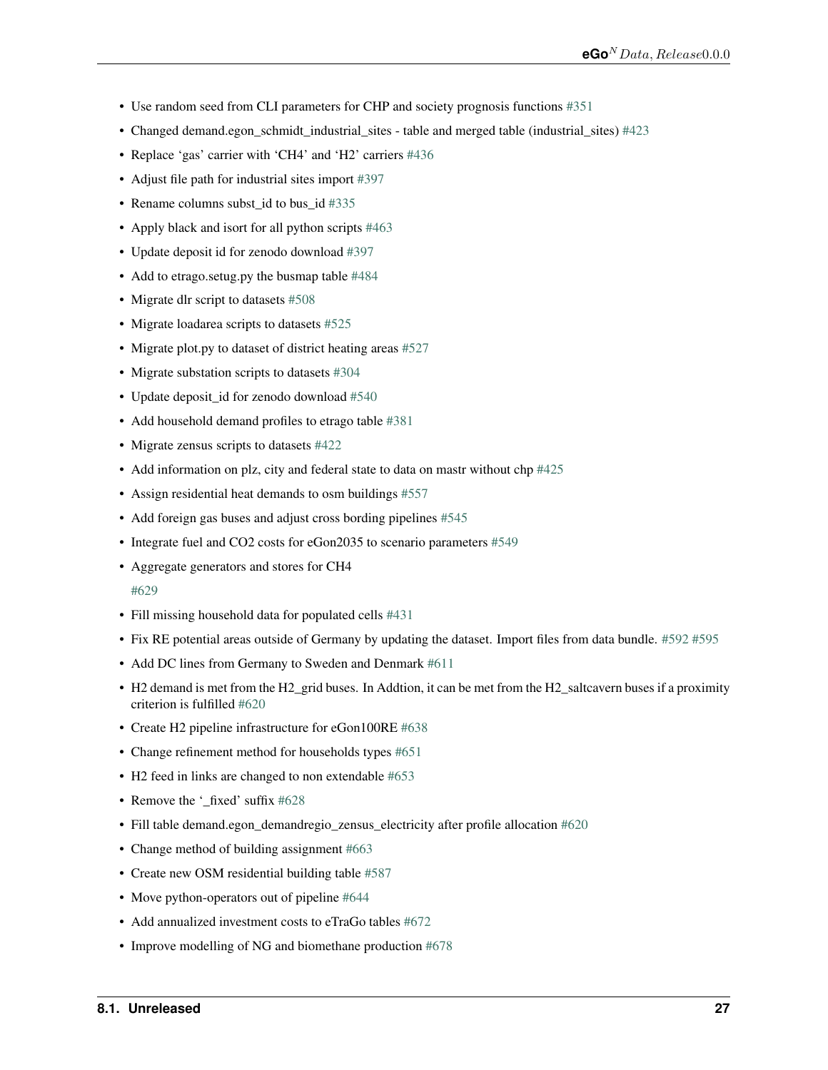- Use random seed from CLI parameters for CHP and society prognosis functions #351
- Changed demand.egon_schmidt_industrial_sites - table and merged table (industrial_sites) #423
- Replace 'gas' carrier with 'CH4' and 'H2' carriers #436
- Adjust file path for industrial sites import #397
- Rename columns subst_id to bus_id #335
- Apply black and isort for all python scripts #463
- Update deposit id for zenodo download #397
- Add to etrago.setug.py the busmap table #484
- Migrate dlr script to datasets #508
- Migrate loadarea scripts to datasets #525
- Migrate plot.py to dataset of district heating areas #527
- Migrate substation scripts to datasets #304
- Update deposit_id for zenodo download #540
- Add household demand profiles to etrago table #381
- Migrate zensus scripts to datasets #422
- Add information on plz, city and federal state to data on mastr without chp #425
- Assign residential heat demands to osm buildings #557
- Add foreign gas buses and adjust cross bording pipelines #545
- Integrate fuel and CO2 costs for eGon2035 to scenario parameters #549
- Aggregate generators and stores for CH4

  #629
- Fill missing household data for populated cells #431
- Fix RE potential areas outside of Germany by updating the dataset. Import files from data bundle. #592 #595
- Add DC lines from Germany to Sweden and Denmark #611
- H2 demand is met from the H2_grid buses. In Addtion, it can be met from the H2_saltcavern buses if a proximity criterion is fulfilled #620
- Create H2 pipeline infrastructure for eGon100RE #638
- Change refinement method for households types #651
- H2 feed in links are changed to non extendable #653
- Remove the '_fixed' suffix #628
- Fill table demand.egon_demandregio_zensus_electricity after profile allocation #620
- Change method of building assignment #663
- Create new OSM residential building table #587
- Move python-operators out of pipeline #644
- Add annualized investment costs to eTraGo tables #672
- Improve modelling of NG and biomethane production #678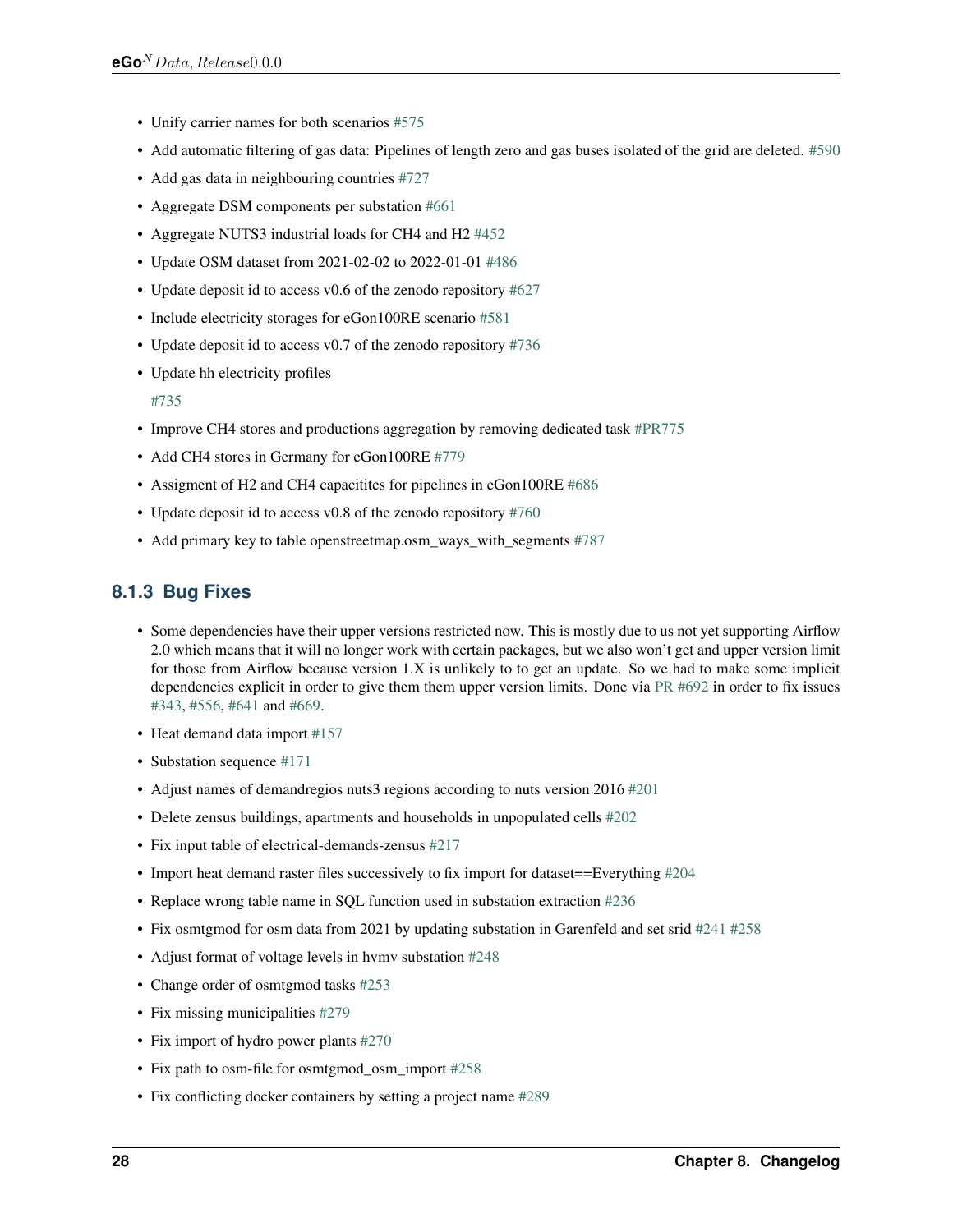- Unify carrier names for both scenarios #575
- Add automatic filtering of gas data: Pipelines of length zero and gas buses isolated of the grid are deleted. #590
- Add gas data in neighbouring countries #727
- Aggregate DSM components per substation #661
- Aggregate NUTS3 industrial loads for CH4 and H2 #452
- Update OSM dataset from 2021-02-02 to 2022-01-01 #486
- Update deposit id to access v0.6 of the zenodo repository #627
- Include electricity storages for eGon100RE scenario #581
- Update deposit id to access v0.7 of the zenodo repository #736
- Update hh electricity profiles

  #735
- Improve CH4 stores and productions aggregation by removing dedicated task #PR775
- Add CH4 stores in Germany for eGon100RE #779
- Assigment of H2 and CH4 capacitites for pipelines in eGon100RE #686
- Update deposit id to access v0.8 of the zenodo repository #760
- Add primary key to table openstreetmap.osm_ways_with_segments #787

### 8.1.3 Bug Fixes

- Some dependencies have their upper versions restricted now. This is mostly due to us not yet supporting Airflow 2.0 which means that it will no longer work with certain packages, but we also won't get and upper version limit for those from Airflow because version 1.X is unlikely to to get an update. So we had to make some implicit dependencies explicit in order to give them them upper version limits. Done via PR #692 in order to fix issues #343, #556, #641 and #669.
- Heat demand data import #157
- Substation sequence #171
- Adjust names of demandregios nuts3 regions according to nuts version 2016 #201
- Delete zensus buildings, apartments and households in unpopulated cells #202
- Fix input table of electrical-demands-zensus #217
- Import heat demand raster files successively to fix import for dataset==Everything #204
- Replace wrong table name in SQL function used in substation extraction #236
- Fix osmtgmod for osm data from 2021 by updating substation in Garenfeld and set srid #241 #258
- Adjust format of voltage levels in hvmv substation #248
- Change order of osmtgmod tasks #253
- Fix missing municipalities #279
- Fix import of hydro power plants #270
- Fix path to osm-file for osmtgmod_osm_import #258
- Fix conflicting docker containers by setting a project name #289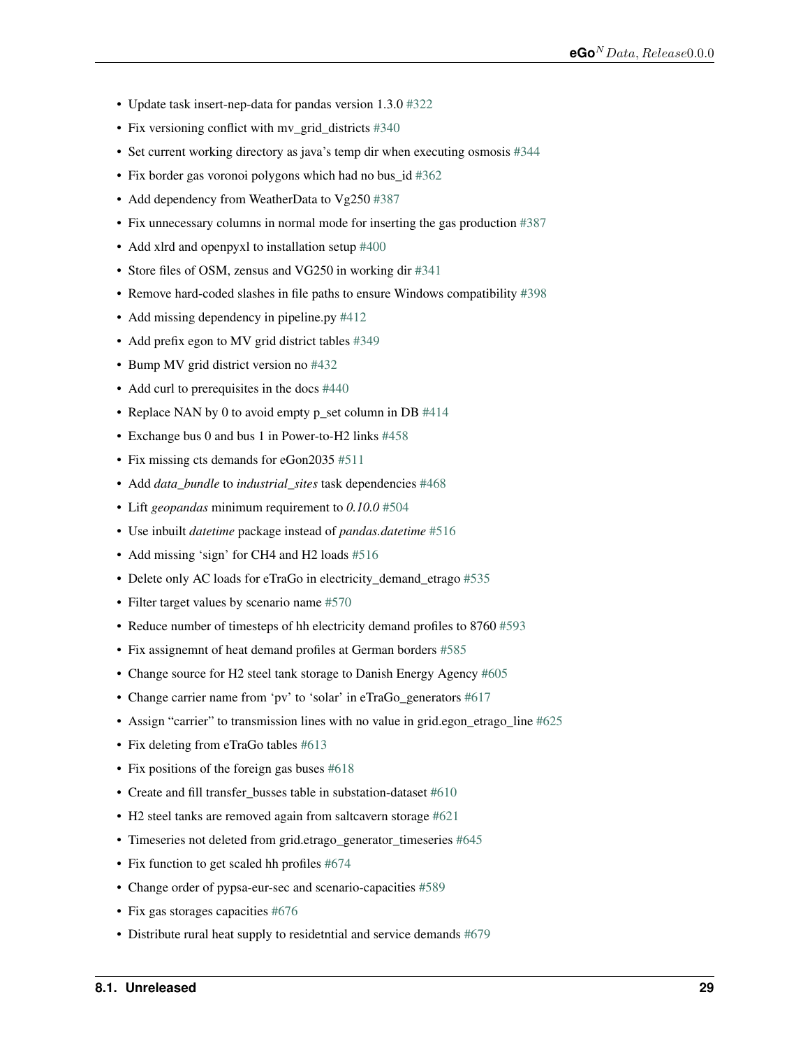- Update task insert-nep-data for pandas version 1.3.0 #322
- Fix versioning conflict with mv_grid_districts #340
- Set current working directory as java's temp dir when executing osmosis #344
- Fix border gas voronoi polygons which had no bus_id #362
- Add dependency from WeatherData to Vg250 #387
- Fix unnecessary columns in normal mode for inserting the gas production #387
- Add xlrd and openpyxl to installation setup #400
- Store files of OSM, zensus and VG250 in working dir #341
- Remove hard-coded slashes in file paths to ensure Windows compatibility #398
- Add missing dependency in pipeline.py #412
- Add prefix egon to MV grid district tables #349
- Bump MV grid district version no #432
- Add curl to prerequisites in the docs #440
- Replace NAN by 0 to avoid empty p_set column in DB #414
- Exchange bus 0 and bus 1 in Power-to-H2 links #458
- Fix missing cts demands for eGon2035 #511
- Add *data_bundle* to *industrial_sites* task dependencies #468
- Lift *geopandas* minimum requirement to *0.10.0* #504
- Use inbuilt *datetime* package instead of *pandas.datetime* #516
- Add missing 'sign' for CH4 and H2 loads #516
- Delete only AC loads for eTraGo in electricity_demand_etrago #535
- Filter target values by scenario name #570
- Reduce number of timesteps of hh electricity demand profiles to 8760 #593
- Fix assignemnt of heat demand profiles at German borders #585
- Change source for H2 steel tank storage to Danish Energy Agency #605
- Change carrier name from 'pv' to 'solar' in eTraGo_generators #617
- Assign "carrier" to transmission lines with no value in grid.egon_etrago_line #625
- Fix deleting from eTraGo tables #613
- Fix positions of the foreign gas buses #618
- Create and fill transfer_busses table in substation-dataset #610
- H2 steel tanks are removed again from saltcavern storage #621
- Timeseries not deleted from grid.etrago_generator_timeseries #645
- Fix function to get scaled hh profiles #674
- Change order of pypsa-eur-sec and scenario-capacities #589
- Fix gas storages capacities #676
- Distribute rural heat supply to residetntial and service demands #679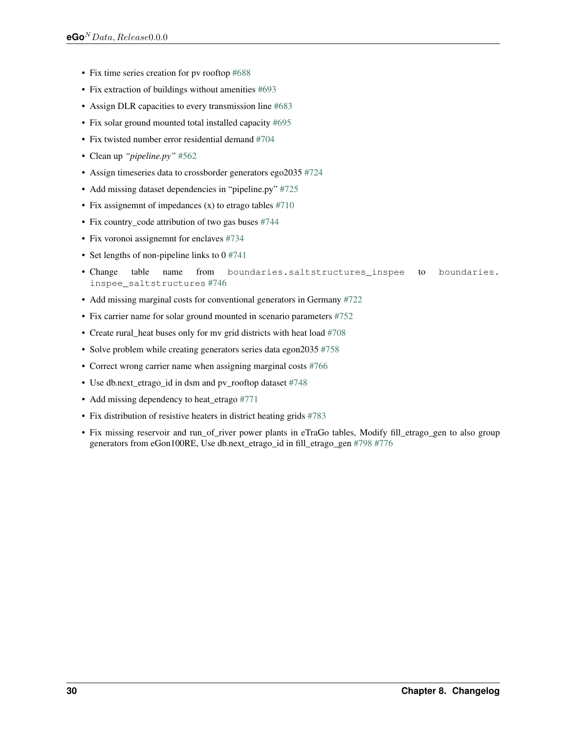- Fix time series creation for pv rooftop #688
- Fix extraction of buildings without amenities #693
- Assign DLR capacities to every transmission line #683
- Fix solar ground mounted total installed capacity #695
- Fix twisted number error residential demand #704
- Clean up *"pipeline.py"* #562
- Assign timeseries data to crossborder generators ego2035 #724
- Add missing dataset dependencies in "pipeline.py" #725
- Fix assignemnt of impedances (x) to etrago tables #710
- Fix country_code attribution of two gas buses #744
- Fix voronoi assignemnt for enclaves #734
- Set lengths of non-pipeline links to 0 #741
- Change table name from `boundaries.saltstructures_inspee` to `boundaries.inspee_saltstructures` #746
- Add missing marginal costs for conventional generators in Germany #722
- Fix carrier name for solar ground mounted in scenario parameters #752
- Create rural_heat buses only for mv grid districts with heat load #708
- Solve problem while creating generators series data egon2035 #758
- Correct wrong carrier name when assigning marginal costs #766
- Use db.next_etrago_id in dsm and pv_rooftop dataset #748
- Add missing dependency to heat_etrago #771
- Fix distribution of resistive heaters in district heating grids #783
- Fix missing reservoir and run_of_river power plants in eTraGo tables, Modify fill_etrago_gen to also group generators from eGon100RE, Use db.next_etrago_id in fill_etrago_gen #798 #776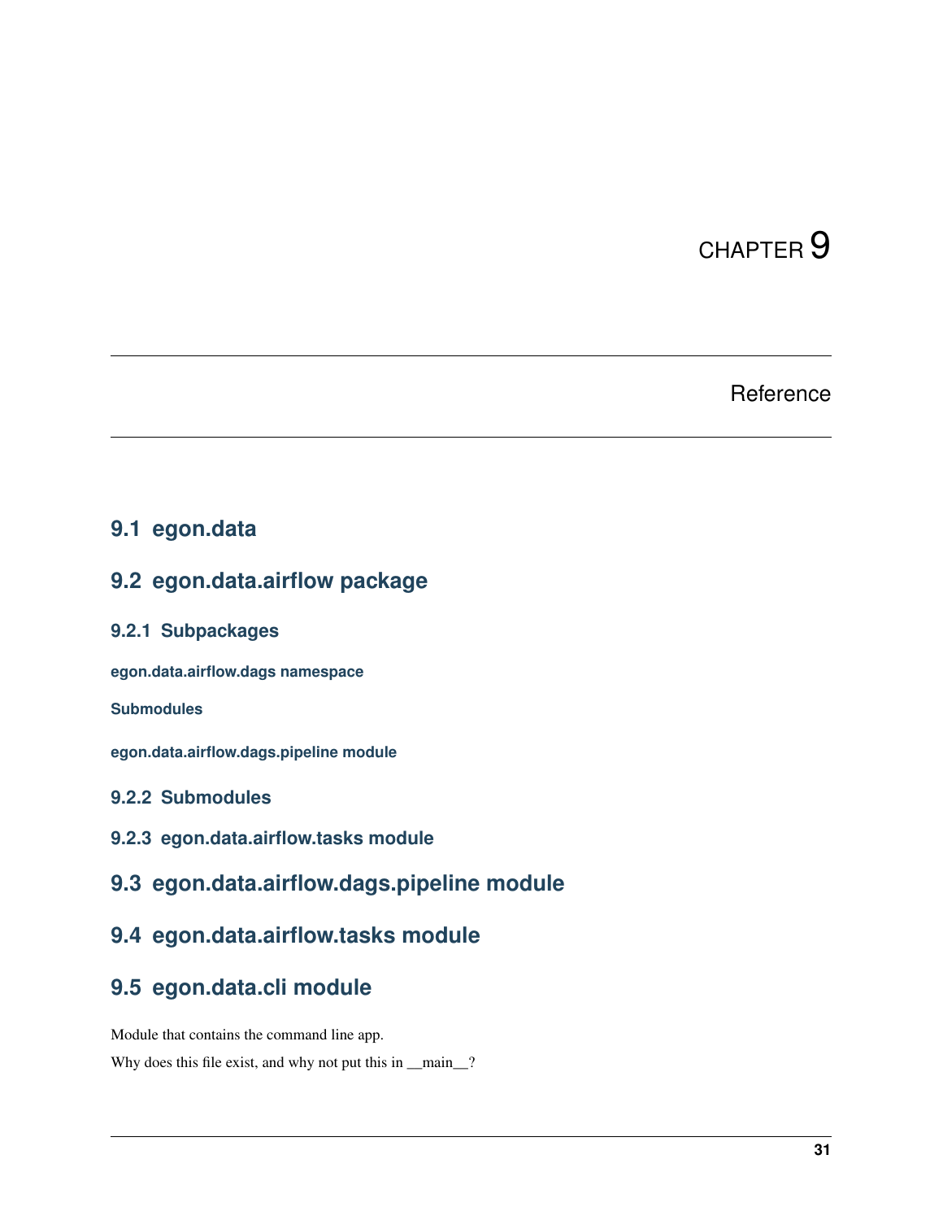# CHAPTER 9

# Reference

## 9.1 egon.data

## 9.2 egon.data.airflow package

### 9.2.1 Subpackages

#### egon.data.airflow.dags namespace

#### Submodules

#### egon.data.airflow.dags.pipeline module

### 9.2.2 Submodules

### 9.2.3 egon.data.airflow.tasks module

## 9.3 egon.data.airflow.dags.pipeline module

## 9.4 egon.data.airflow.tasks module

## 9.5 egon.data.cli module

Module that contains the command line app.

Why does this file exist, and why not put this in __main__?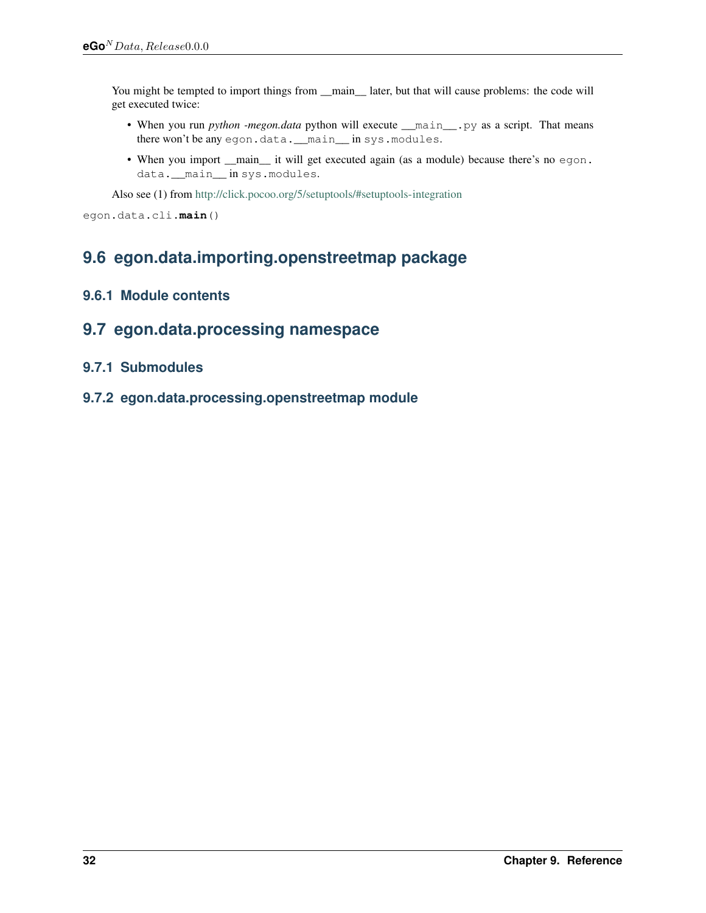You might be tempted to import things from __main__ later, but that will cause problems: the code will get executed twice:

- When you run *python -megon.data* python will execute `__main__.py` as a script. That means there won't be any `egon.data.__main__` in `sys.modules`.
- When you import __main__ it will get executed again (as a module) because there's no `egon.data.__main__` in `sys.modules`.

Also see (1) from http://click.pocoo.org/5/setuptools/#setuptools-integration

`egon.data.cli.main()`

## 9.6 egon.data.importing.openstreetmap package

### 9.6.1 Module contents

## 9.7 egon.data.processing namespace

### 9.7.1 Submodules

### 9.7.2 egon.data.processing.openstreetmap module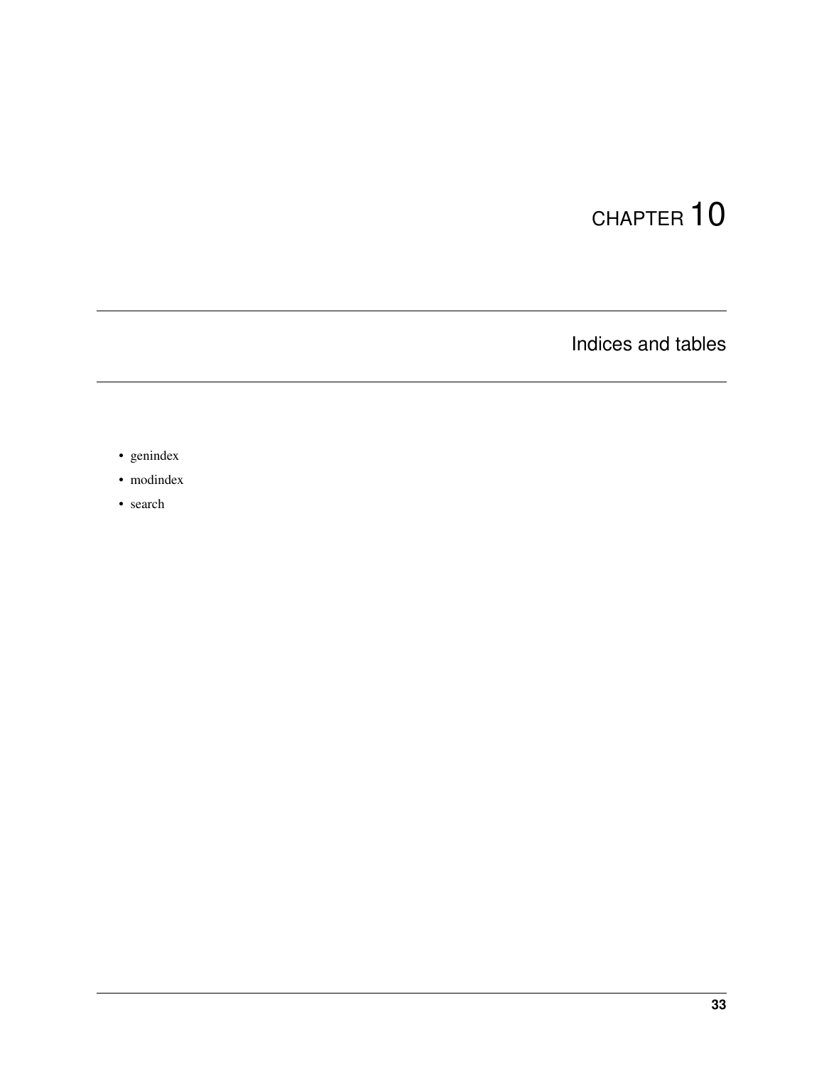# CHAPTER 10

## Indices and tables

- genindex
- modindex
- search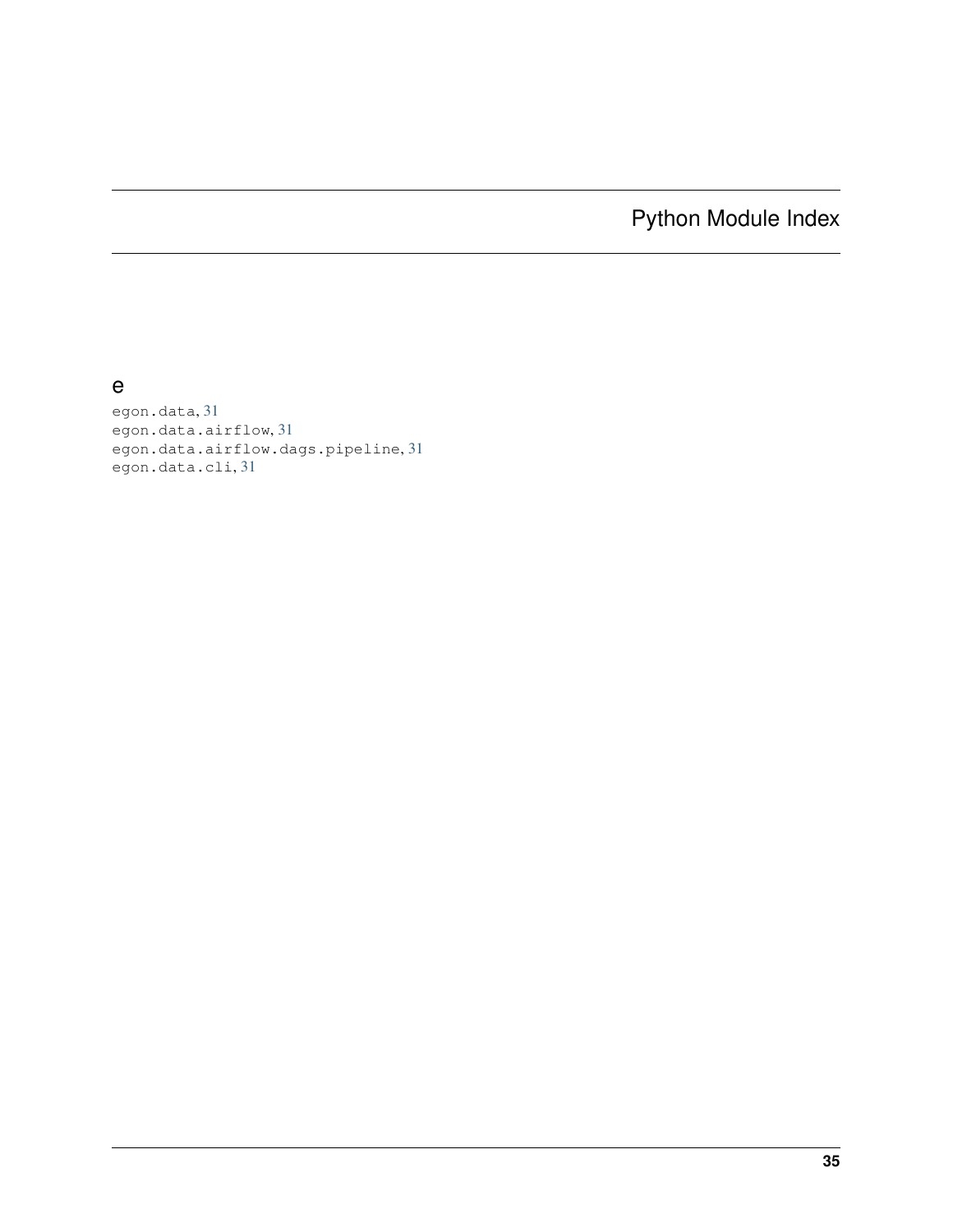# Python Module Index

## e

egon.data, 31
egon.data.airflow, 31
egon.data.airflow.dags.pipeline, 31
egon.data.cli, 31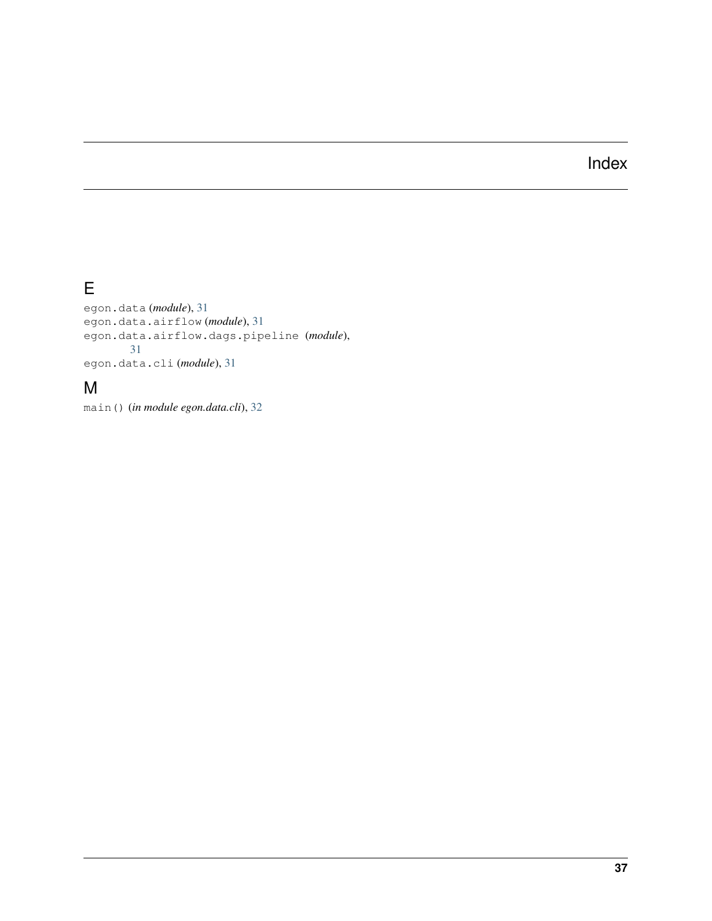# Index

## E

egon.data (*module*), 31
egon.data.airflow (*module*), 31
egon.data.airflow.dags.pipeline (*module*), 31
egon.data.cli (*module*), 31

## M

main() (*in module egon.data.cli*), 32